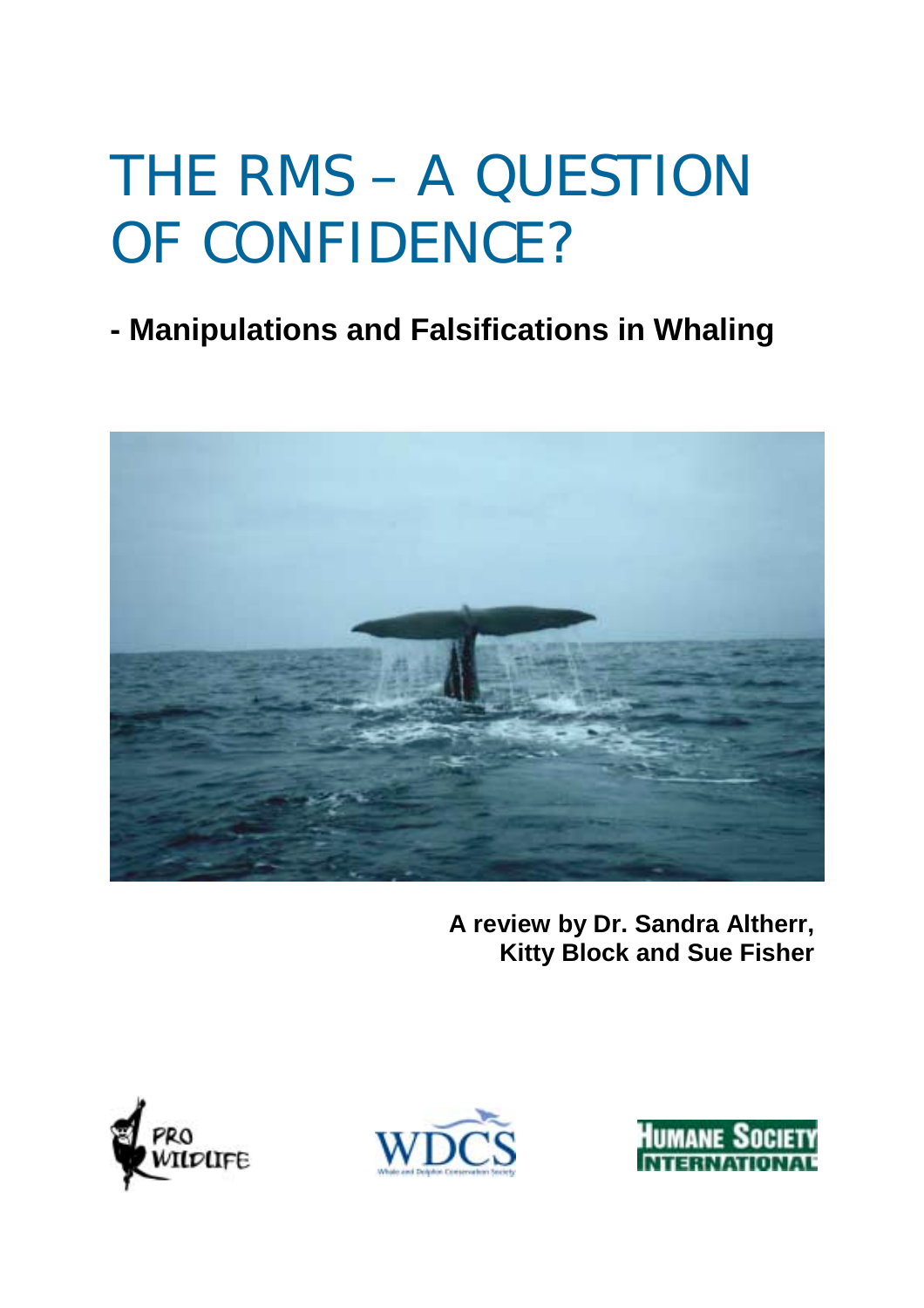# THE RMS – A QUESTION OF CONFIDENCE?

## - Manipulations and Falsifications in Whaling

**A review by Dr. Sandra Altherr, Kitty Block and Sue Fisher**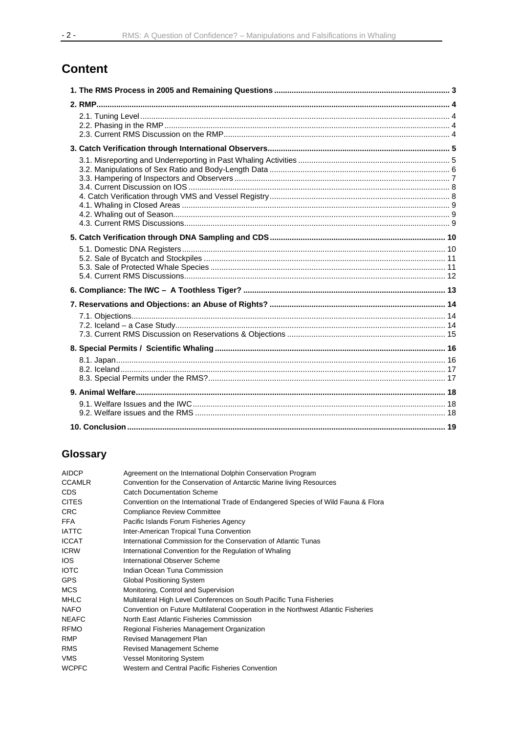## Content

| | |
|---|---|
| **1. The RMS Process in 2005 and Remaining Questions** | **3** |
| **2. RMP** | **4** |
| 2.1. Tuning Level | 4 |
| 2.2. Phasing in the RMP | 4 |
| 2.3. Current RMS Discussion on the RMP | 4 |
| **3. Catch Verification through International Observers** | **5** |
| 3.1. Misreporting and Underreporting in Past Whaling Activities | 5 |
| 3.2. Manipulations of Sex Ratio and Body-Length Data | 6 |
| 3.3. Hampering of Inspectors and Observers | 7 |
| 3.4. Current Discussion on IOS | 8 |
| 4. Catch Verification through VMS and Vessel Registry | 8 |
| 4.1. Whaling in Closed Areas | 9 |
| 4.2. Whaling out of Season | 9 |
| 4.3. Current RMS Discussions | 9 |
| **5. Catch Verification through DNA Sampling and CDS** | **10** |
| 5.1. Domestic DNA Registers | 10 |
| 5.2. Sale of Bycatch and Stockpiles | 11 |
| 5.3. Sale of Protected Whale Species | 11 |
| 5.4. Current RMS Discussions | 12 |
| **6. Compliance: The IWC – A Toothless Tiger?** | **13** |
| **7. Reservations and Objections: an Abuse of Rights?** | **14** |
| 7.1. Objections | 14 |
| 7.2. Iceland – a Case Study | 14 |
| 7.3. Current RMS Discussion on Reservations & Objections | 15 |
| **8. Special Permits / Scientific Whaling** | **16** |
| 8.1. Japan | 16 |
| 8.2. Iceland | 17 |
| 8.3. Special Permits under the RMS? | 17 |
| **9. Animal Welfare** | **18** |
| 9.1. Welfare Issues and the IWC | 18 |
| 9.2. Welfare issues and the RMS | 18 |
| **10. Conclusion** | **19** |

## Glossary

| | |
|---|---|
| AIDCP | Agreement on the International Dolphin Conservation Program |
| CCAMLR | Convention for the Conservation of Antarctic Marine living Resources |
| CDS | Catch Documentation Scheme |
| CITES | Convention on the International Trade of Endangered Species of Wild Fauna & Flora |
| CRC | Compliance Review Committee |
| FFA | Pacific Islands Forum Fisheries Agency |
| IATTC | Inter-American Tropical Tuna Convention |
| ICCAT | International Commission for the Conservation of Atlantic Tunas |
| ICRW | International Convention for the Regulation of Whaling |
| IOS | International Observer Scheme |
| IOTC | Indian Ocean Tuna Commission |
| GPS | Global Positioning System |
| MCS | Monitoring, Control and Supervision |
| MHLC | Multilateral High Level Conferences on South Pacific Tuna Fisheries |
| NAFO | Convention on Future Multilateral Cooperation in the Northwest Atlantic Fisheries |
| NEAFC | North East Atlantic Fisheries Commission |
| RFMO | Regional Fisheries Management Organization |
| RMP | Revised Management Plan |
| RMS | Revised Management Scheme |
| VMS | Vessel Monitoring System |
| WCPFC | Western and Central Pacific Fisheries Convention |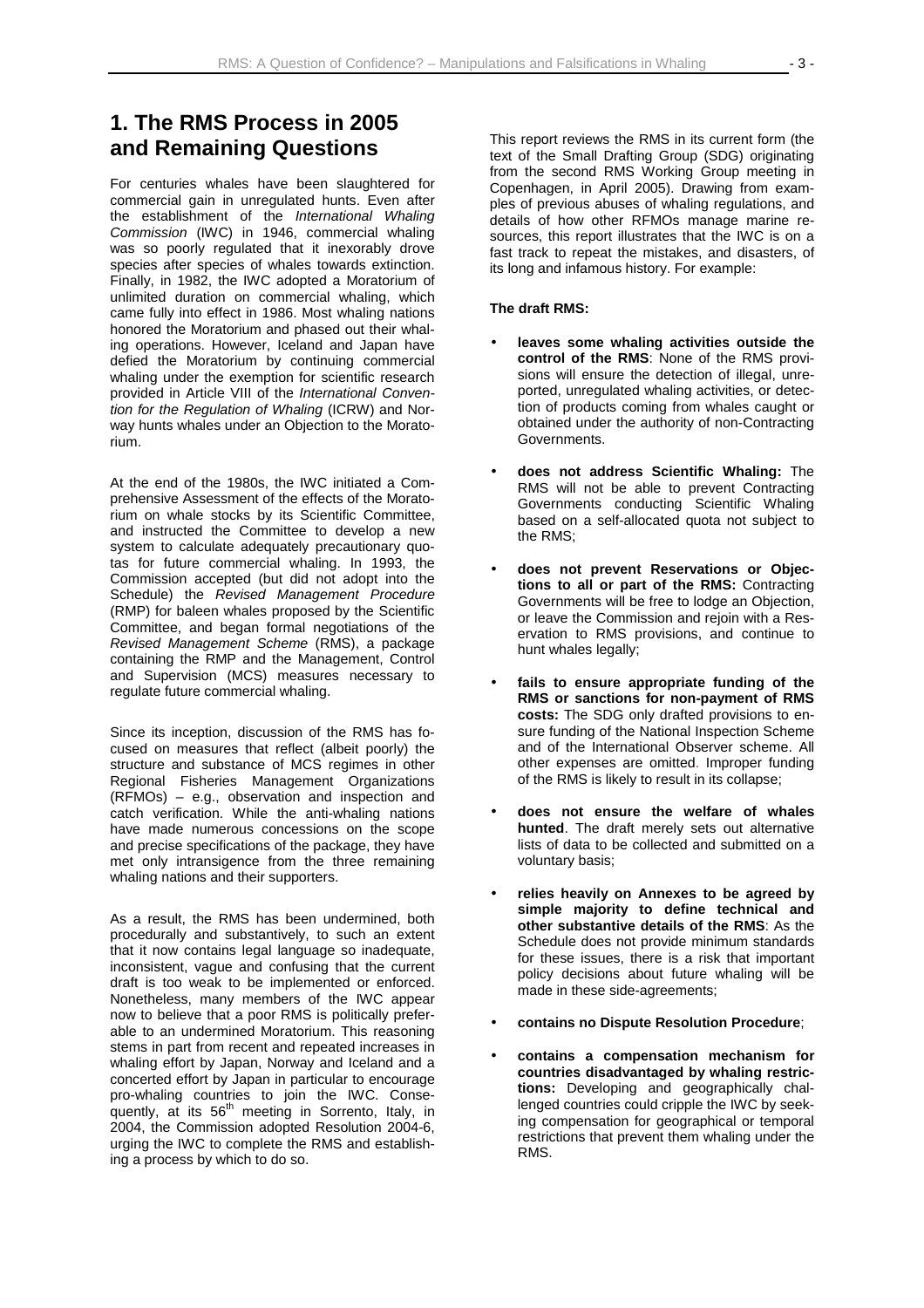# 1. The RMS Process in 2005 and Remaining Questions

For centuries whales have been slaughtered for commercial gain in unregulated hunts. Even after the establishment of the *International Whaling Commission* (IWC) in 1946, commercial whaling was so poorly regulated that it inexorably drove species after species of whales towards extinction. Finally, in 1982, the IWC adopted a Moratorium of unlimited duration on commercial whaling, which came fully into effect in 1986. Most whaling nations honored the Moratorium and phased out their whaling operations. However, Iceland and Japan have defied the Moratorium by continuing commercial whaling under the exemption for scientific research provided in Article VIII of the *International Convention for the Regulation of Whaling* (ICRW) and Norway hunts whales under an Objection to the Moratorium.

At the end of the 1980s, the IWC initiated a Comprehensive Assessment of the effects of the Moratorium on whale stocks by its Scientific Committee, and instructed the Committee to develop a new system to calculate adequately precautionary quotas for future commercial whaling. In 1993, the Commission accepted (but did not adopt into the Schedule) the *Revised Management Procedure* (RMP) for baleen whales proposed by the Scientific Committee, and began formal negotiations of the *Revised Management Scheme* (RMS), a package containing the RMP and the Management, Control and Supervision (MCS) measures necessary to regulate future commercial whaling.

Since its inception, discussion of the RMS has focused on measures that reflect (albeit poorly) the structure and substance of MCS regimes in other Regional Fisheries Management Organizations (RFMOs) – e.g., observation and inspection and catch verification. While the anti-whaling nations have made numerous concessions on the scope and precise specifications of the package, they have met only intransigence from the three remaining whaling nations and their supporters.

As a result, the RMS has been undermined, both procedurally and substantively, to such an extent that it now contains legal language so inadequate, inconsistent, vague and confusing that the current draft is too weak to be implemented or enforced. Nonetheless, many members of the IWC appear now to believe that a poor RMS is politically preferable to an undermined Moratorium. This reasoning stems in part from recent and repeated increases in whaling effort by Japan, Norway and Iceland and a concerted effort by Japan in particular to encourage pro-whaling countries to join the IWC. Consequently, at its 56th meeting in Sorrento, Italy, in 2004, the Commission adopted Resolution 2004-6, urging the IWC to complete the RMS and establishing a process by which to do so.

This report reviews the RMS in its current form (the text of the Small Drafting Group (SDG) originating from the second RMS Working Group meeting in Copenhagen, in April 2005). Drawing from examples of previous abuses of whaling regulations, and details of how other RFMOs manage marine resources, this report illustrates that the IWC is on a fast track to repeat the mistakes, and disasters, of its long and infamous history. For example:

**The draft RMS:**

- **leaves some whaling activities outside the control of the RMS**: None of the RMS provisions will ensure the detection of illegal, unreported, unregulated whaling activities, or detection of products coming from whales caught or obtained under the authority of non-Contracting Governments.
- **does not address Scientific Whaling:** The RMS will not be able to prevent Contracting Governments conducting Scientific Whaling based on a self-allocated quota not subject to the RMS;
- **does not prevent Reservations or Objections to all or part of the RMS:** Contracting Governments will be free to lodge an Objection, or leave the Commission and rejoin with a Reservation to RMS provisions, and continue to hunt whales legally;
- **fails to ensure appropriate funding of the RMS or sanctions for non-payment of RMS costs:** The SDG only drafted provisions to ensure funding of the National Inspection Scheme and of the International Observer scheme. All other expenses are omitted. Improper funding of the RMS is likely to result in its collapse;
- **does not ensure the welfare of whales hunted**. The draft merely sets out alternative lists of data to be collected and submitted on a voluntary basis;
- **relies heavily on Annexes to be agreed by simple majority to define technical and other substantive details of the RMS**: As the Schedule does not provide minimum standards for these issues, there is a risk that important policy decisions about future whaling will be made in these side-agreements;
- **contains no Dispute Resolution Procedure**;
- **contains a compensation mechanism for countries disadvantaged by whaling restrictions:** Developing and geographically challenged countries could cripple the IWC by seeking compensation for geographical or temporal restrictions that prevent them whaling under the RMS.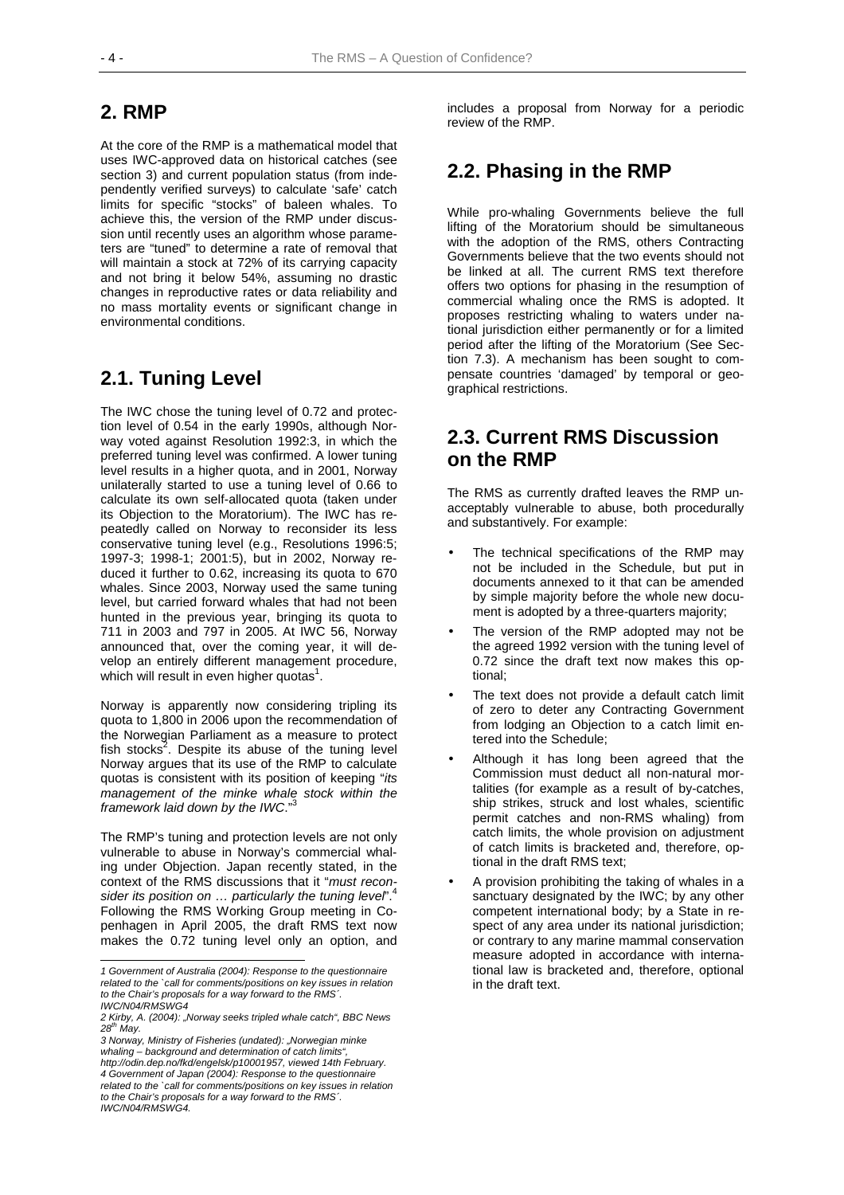## 2. RMP

At the core of the RMP is a mathematical model that uses IWC-approved data on historical catches (see section 3) and current population status (from independently verified surveys) to calculate 'safe' catch limits for specific "stocks" of baleen whales. To achieve this, the version of the RMP under discussion until recently uses an algorithm whose parameters are "tuned" to determine a rate of removal that will maintain a stock at 72% of its carrying capacity and not bring it below 54%, assuming no drastic changes in reproductive rates or data reliability and no mass mortality events or significant change in environmental conditions.

## 2.1. Tuning Level

The IWC chose the tuning level of 0.72 and protection level of 0.54 in the early 1990s, although Norway voted against Resolution 1992:3, in which the preferred tuning level was confirmed. A lower tuning level results in a higher quota, and in 2001, Norway unilaterally started to use a tuning level of 0.66 to calculate its own self-allocated quota (taken under its Objection to the Moratorium). The IWC has repeatedly called on Norway to reconsider its less conservative tuning level (e.g., Resolutions 1996:5; 1997-3; 1998-1; 2001:5), but in 2002, Norway reduced it further to 0.62, increasing its quota to 670 whales. Since 2003, Norway used the same tuning level, but carried forward whales that had not been hunted in the previous year, bringing its quota to 711 in 2003 and 797 in 2005. At IWC 56, Norway announced that, over the coming year, it will develop an entirely different management procedure, which will result in even higher quotas[1].

Norway is apparently now considering tripling its quota to 1,800 in 2006 upon the recommendation of the Norwegian Parliament as a measure to protect fish stocks[2]. Despite its abuse of the tuning level Norway argues that its use of the RMP to calculate quotas is consistent with its position of keeping "*its management of the minke whale stock within the framework laid down by the IWC*."[3]

The RMP's tuning and protection levels are not only vulnerable to abuse in Norway's commercial whaling under Objection. Japan recently stated, in the context of the RMS discussions that it "*must reconsider its position on … particularly the tuning level*".[4] Following the RMS Working Group meeting in Copenhagen in April 2005, the draft RMS text now makes the 0.72 tuning level only an option, and includes a proposal from Norway for a periodic review of the RMP.

## 2.2. Phasing in the RMP

While pro-whaling Governments believe the full lifting of the Moratorium should be simultaneous with the adoption of the RMS, others Contracting Governments believe that the two events should not be linked at all. The current RMS text therefore offers two options for phasing in the resumption of commercial whaling once the RMS is adopted. It proposes restricting whaling to waters under national jurisdiction either permanently or for a limited period after the lifting of the Moratorium (See Section 7.3). A mechanism has been sought to compensate countries 'damaged' by temporal or geographical restrictions.

## 2.3. Current RMS Discussion on the RMP

The RMS as currently drafted leaves the RMP unacceptably vulnerable to abuse, both procedurally and substantively. For example:

- The technical specifications of the RMP may not be included in the Schedule, but put in documents annexed to it that can be amended by simple majority before the whole new document is adopted by a three-quarters majority;
- The version of the RMP adopted may not be the agreed 1992 version with the tuning level of 0.72 since the draft text now makes this optional;
- The text does not provide a default catch limit of zero to deter any Contracting Government from lodging an Objection to a catch limit entered into the Schedule;
- Although it has long been agreed that the Commission must deduct all non-natural mortalities (for example as a result of by-catches, ship strikes, struck and lost whales, scientific permit catches and non-RMS whaling) from catch limits, the whole provision on adjustment of catch limits is bracketed and, therefore, optional in the draft RMS text;
- A provision prohibiting the taking of whales in a sanctuary designated by the IWC; by any other competent international body; by a State in respect of any area under its national jurisdiction; or contrary to any marine mammal conservation measure adopted in accordance with international law is bracketed and, therefore, optional in the draft text.

---

*1 Government of Australia (2004): Response to the questionnaire related to the `call for comments/positions on key issues in relation to the Chair's proposals for a way forward to the RMS´. IWC/N04/RMSWG4*

*2 Kirby, A. (2004): „Norway seeks tripled whale catch", BBC News 28th May.*

*3 Norway, Ministry of Fisheries (undated): „Norwegian minke whaling – background and determination of catch limits", http://odin.dep.no/fkd/engelsk/p10001957, viewed 14th February.*

*4 Government of Japan (2004): Response to the questionnaire related to the `call for comments/positions on key issues in relation to the Chair's proposals for a way forward to the RMS´. IWC/N04/RMSWG4.*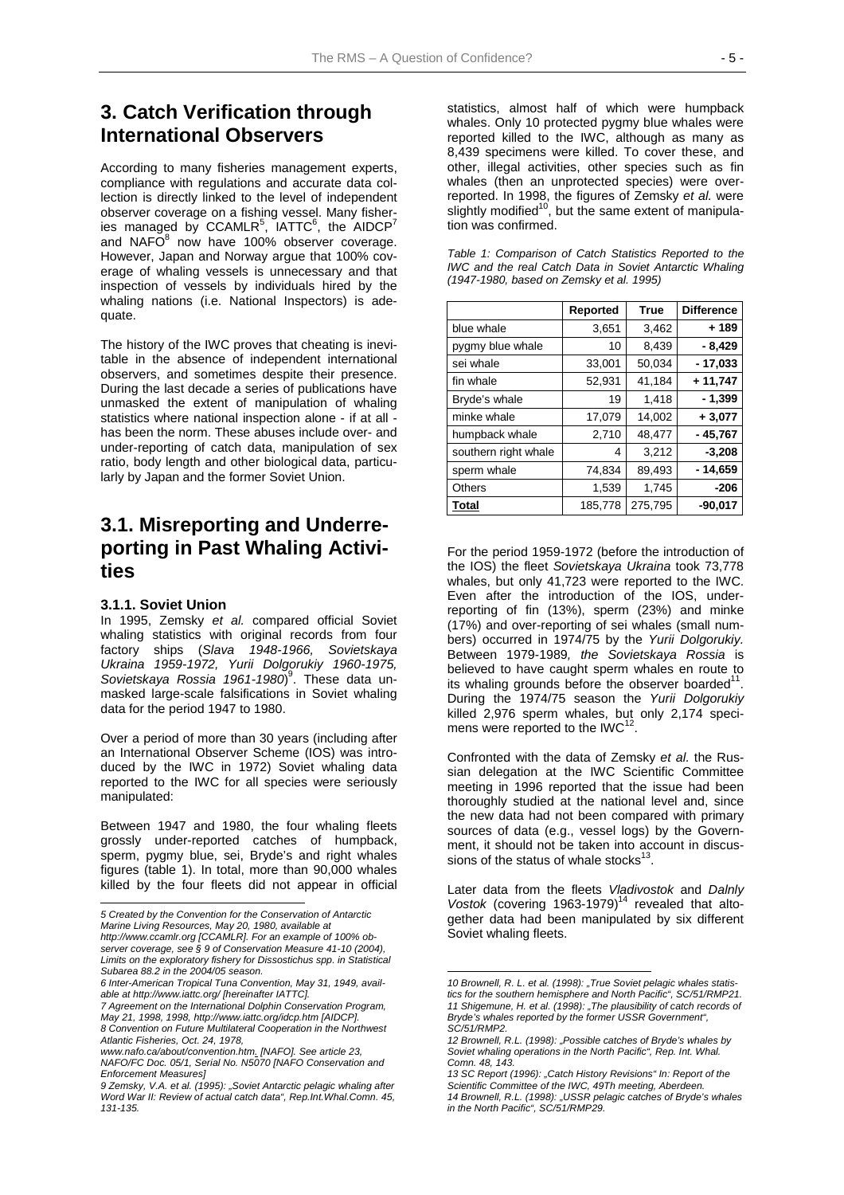## 3. Catch Verification through International Observers

According to many fisheries management experts, compliance with regulations and accurate data collection is directly linked to the level of independent observer coverage on a fishing vessel. Many fisheries managed by CCAMLR[5], IATTC[6], the AIDCP[7] and NAFO[8] now have 100% observer coverage. However, Japan and Norway argue that 100% coverage of whaling vessels is unnecessary and that inspection of vessels by individuals hired by the whaling nations (i.e. National Inspectors) is adequate.

The history of the IWC proves that cheating is inevitable in the absence of independent international observers, and sometimes despite their presence. During the last decade a series of publications have unmasked the extent of manipulation of whaling statistics where national inspection alone - if at all - has been the norm. These abuses include over- and under-reporting of catch data, manipulation of sex ratio, body length and other biological data, particularly by Japan and the former Soviet Union.

## 3.1. Misreporting and Underreporting in Past Whaling Activities

### 3.1.1. Soviet Union

In 1995, Zemsky *et al.* compared official Soviet whaling statistics with original records from four factory ships (*Slava 1948-1966, Sovietskaya Ukraina 1959-1972, Yurii Dolgorukiy 1960-1975, Sovietskaya Rossia 1961-1980*)[9]. These data unmasked large-scale falsifications in Soviet whaling data for the period 1947 to 1980.

Over a period of more than 30 years (including after an International Observer Scheme (IOS) was introduced by the IWC in 1972) Soviet whaling data reported to the IWC for all species were seriously manipulated:

Between 1947 and 1980, the four whaling fleets grossly under-reported catches of humpback, sperm, pygmy blue, sei, Bryde's and right whales figures (table 1). In total, more than 90,000 whales killed by the four fleets did not appear in official statistics, almost half of which were humpback whales. Only 10 protected pygmy blue whales were reported killed to the IWC, although as many as 8,439 specimens were killed. To cover these, and other, illegal activities, other species such as fin whales (then an unprotected species) were over-reported. In 1998, the figures of Zemsky *et al.* were slightly modified[10], but the same extent of manipulation was confirmed.

*Table 1: Comparison of Catch Statistics Reported to the IWC and the real Catch Data in Soviet Antarctic Whaling (1947-1980, based on Zemsky et al. 1995)*

| | Reported | True | Difference |
|---|---|---|---|
| blue whale | 3,651 | 3,462 | **+ 189** |
| pygmy blue whale | 10 | 8,439 | **- 8,429** |
| sei whale | 33,001 | 50,034 | **- 17,033** |
| fin whale | 52,931 | 41,184 | **+ 11,747** |
| Bryde's whale | 19 | 1,418 | **- 1,399** |
| minke whale | 17,079 | 14,002 | **+ 3,077** |
| humpback whale | 2,710 | 48,477 | **- 45,767** |
| southern right whale | 4 | 3,212 | **-3,208** |
| sperm whale | 74,834 | 89,493 | **- 14,659** |
| Others | 1,539 | 1,745 | **-206** |
| **Total** | 185,778 | 275,795 | **-90,017** |

For the period 1959-1972 (before the introduction of the IOS) the fleet *Sovietskaya Ukraina* took 73,778 whales, but only 41,723 were reported to the IWC. Even after the introduction of the IOS, underreporting of fin (13%), sperm (23%) and minke (17%) and over-reporting of sei whales (small numbers) occurred in 1974/75 by the *Yurii Dolgorukiy.* Between 1979-1989*, the Sovietskaya Rossia* is believed to have caught sperm whales en route to its whaling grounds before the observer boarded[11]. During the 1974/75 season the *Yurii Dolgorukiy* killed 2,976 sperm whales, but only 2,174 specimens were reported to the IWC[12].

Confronted with the data of Zemsky *et al.* the Russian delegation at the IWC Scientific Committee meeting in 1996 reported that the issue had been thoroughly studied at the national level and, since the new data had not been compared with primary sources of data (e.g., vessel logs) by the Government, it should not be taken into account in discussions of the status of whale stocks[13].

Later data from the fleets *Vladivostok* and *Dalnly Vostok* (covering 1963-1979)[14] revealed that altogether data had been manipulated by six different Soviet whaling fleets.

---

*5 Created by the Convention for the Conservation of Antarctic Marine Living Resources, May 20, 1980, available at http://www.ccamlr.org [CCAMLR]. For an example of 100% observer coverage, see § 9 of Conservation Measure 41-10 (2004), Limits on the exploratory fishery for Dissostichus spp. in Statistical Subarea 88.2 in the 2004/05 season.*

*6 Inter-American Tropical Tuna Convention, May 31, 1949, available at http://www.iattc.org/ [hereinafter IATTC].*

*7 Agreement on the International Dolphin Conservation Program, May 21, 1998, 1998, http://www.iattc.org/idcp.htm [AIDCP].*

*8 Convention on Future Multilateral Cooperation in the Northwest Atlantic Fisheries, Oct. 24, 1978, www.nafo.ca/about/convention.htm. [NAFO]. See article 23, NAFO/FC Doc. 05/1, Serial No. N5070 [NAFO Conservation and Enforcement Measures]*

*9 Zemsky, V.A. et al. (1995): „Soviet Antarctic pelagic whaling after Word War II: Review of actual catch data", Rep.Int.Whal.Comn. 45, 131-135.*

*10 Brownell, R. L. et al. (1998): „True Soviet pelagic whales statistics for the southern hemisphere and North Pacific", SC/51/RMP21.*

*11 Shigemune, H. et al. (1998): „The plausibility of catch records of Bryde's whales reported by the former USSR Government", SC/51/RMP2.*

*12 Brownell, R.L. (1998): „Possible catches of Bryde's whales by Soviet whaling operations in the North Pacific", Rep. Int. Whal. Comn. 48, 143.*

*13 SC Report (1996): „Catch History Revisions" In: Report of the Scientific Committee of the IWC, 49Th meeting, Aberdeen.*

*14 Brownell, R.L. (1998): „USSR pelagic catches of Bryde's whales in the North Pacific", SC/51/RMP29.*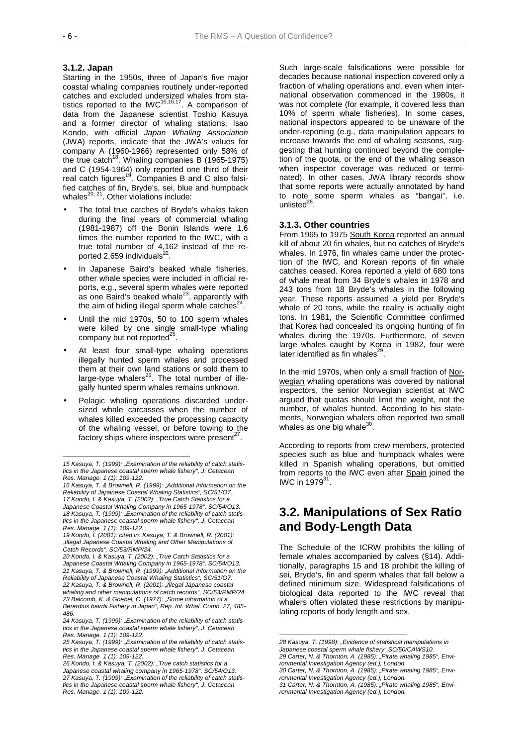### 3.1.2. Japan

Starting in the 1950s, three of Japan's five major coastal whaling companies routinely under-reported catches and excluded undersized whales from statistics reported to the IWC[15,16,17]. A comparison of data from the Japanese scientist Toshio Kasuya and a former director of whaling stations, Isao Kondo, with official *Japan Whaling Association* (JWA) reports, indicate that the JWA's values for company A (1960-1966) represented only 58% of the true catch[18]. Whaling companies B (1965-1975) and C (1954-1964) only reported one third of their real catch figures[19]. Companies B and C also falsified catches of fin, Bryde's, sei, blue and humpback whales[20, 21]. Other violations include:

- The total true catches of Bryde's whales taken during the final years of commercial whaling (1981-1987) off the Bonin Islands were 1.6 times the number reported to the IWC, with a true total number of 4,162 instead of the reported 2,659 individuals[22].
- In Japanese Baird's beaked whale fisheries, other whale species were included in official reports, e.g., several sperm whales were reported as one Baird's beaked whale[23], apparently with the aim of hiding illegal sperm whale catches[24].
- Until the mid 1970s, 50 to 100 sperm whales were killed by one single small-type whaling company but not reported[25].
- At least four small-type whaling operations illegally hunted sperm whales and processed them at their own land stations or sold them to large-type whalers[26]. The total number of illegally hunted sperm whales remains unknown.
- Pelagic whaling operations discarded undersized whale carcasses when the number of whales killed exceeded the processing capacity of the whaling vessel, or before towing to the factory ships where inspectors were present[27].

Such large-scale falsifications were possible for decades because national inspection covered only a fraction of whaling operations and, even when international observation commenced in the 1980s, it was not complete (for example, it covered less than 10% of sperm whale fisheries). In some cases, national inspectors appeared to be unaware of the under-reporting (e.g., data manipulation appears to increase towards the end of whaling seasons, suggesting that hunting continued beyond the completion of the quota, or the end of the whaling season when inspector coverage was reduced or terminated). In other cases, JWA library records show that some reports were actually annotated by hand to note some sperm whales as "bangai", i.e. unlisted[28].

### 3.1.3. Other countries

From 1965 to 1975 South Korea reported an annual kill of about 20 fin whales, but no catches of Bryde's whales. In 1976, fin whales came under the protection of the IWC, and Korean reports of fin whale catches ceased. Korea reported a yield of 680 tons of whale meat from 34 Bryde's whales in 1978 and 243 tons from 18 Bryde's whales in the following year. These reports assumed a yield per Bryde's whale of 20 tons, while the reality is actually eight tons. In 1981, the Scientific Committee confirmed that Korea had concealed its ongoing hunting of fin whales during the 1970s. Furthermore, of seven large whales caught by Korea in 1982, four were later identified as fin whales[29].

In the mid 1970s, when only a small fraction of Norwegian whaling operations was covered by national inspectors, the senior Norwegian scientist at IWC argued that quotas should limit the weight, not the number, of whales hunted. According to his statements, Norwegian whalers often reported two small whales as one big whale[30].

According to reports from crew members, protected species such as blue and humpback whales were killed in Spanish whaling operations, but omitted from reports to the IWC even after Spain joined the IWC in 1979[31].

## 3.2. Manipulations of Sex Ratio and Body-Length Data

The Schedule of the ICRW prohibits the killing of female whales accompanied by calves (§14). Additionally, paragraphs 15 and 18 prohibit the killing of sei, Bryde's, fin and sperm whales that fall below a defined minimum size. Widespread falsifications of biological data reported to the IWC reveal that whalers often violated these restrictions by manipulating reports of body length and sex.

---

*15 Kasuya, T. (1999): „Examination of the reliability of catch statistics in the Japanese coastal sperm whale fishery", J. Cetacean Res. Manage. 1 (1): 109-122.*

*16 Kasuya, T. & Brownell, R. (1999): „Additional Information on the Reliability of Japanese Coastal Whaling Statistics", SC/51/O7.*

*17 Kondo, I. & Kasuya, T. (2002): „True Catch Statistics for a Japanese Coastal Whaling Company in 1965-1978", SC/54/O13.*

*18 Kasuya, T. (1999): „Examination of the reliability of catch statistics in the Japanese coastal sperm whale fishery", J. Cetacean Res. Manage. 1 (1): 109-122.*

*19 Kondo, I. (2001): cited in: Kasuya, T. & Brownell, R. (2001): „Illegal Japanese Coastal Whaling and Other Manipulations of Catch Records", SC/53/RMP/24.*

*20 Kondo, I. & Kasuya, T. (2002): „True Catch Statistics for a Japanese Coastal Whaling Company in 1965-1978", SC/54/O13.*

*21 Kasuya, T. & Brownell, R. (1999): „Additional Information on the Reliability of Japanese Coastal Whaling Statistics", SC/51/O7.*

*22 Kasuya, T. & Brownell, R. (2001): „Illegal Japanese coastal whaling and other manipulations of catch records", SC/53/RMP/24*

*23 Balcomb, K. & Goebel, C. (1977): „Some information of a Berardius bairdii Fishery in Japan", Rep. Int. Whal. Comn. 27, 485-486.*

*24 Kasuya, T. (1999): „Examination of the reliability of catch statistics in the Japanese coastal sperm whale fishery", J. Cetacean Res. Manage. 1 (1): 109-122.*

*25 Kasuya, T. (1999): „Examination of the reliability of catch statistics in the Japanese coastal sperm whale fishery", J. Cetacean Res. Manage. 1 (1): 109-122.*

*26 Kondo, I. & Kasuya, T. (2002): „True catch statistics for a Japanese coastal whaling company in 1965-1978", SC/54/O13.*

*27 Kasuya, T. (1999): „Examination of the reliability of catch statistics in the Japanese coastal sperm whale fishery", J. Cetacean Res. Manage. 1 (1): 109-122.*

*28 Kasuya, T. (1998): „Evidence of statistical manipulations in Japanese coastal sperm whale fishery",SC/50/CAWS10.*

*29 Carter, N. & Thornton, A. (1985): „Pirate whaling 1985", Environmental Investigation Agency (ed.), London.*

*30 Carter, N. & Thornton, A. (1985): „Pirate whaling 1985", Environmental Investigation Agency (ed.), London.*

*31 Carter, N. & Thornton, A. (1985): „Pirate whaling 1985", Environmental Investigation Agency (ed.), London.*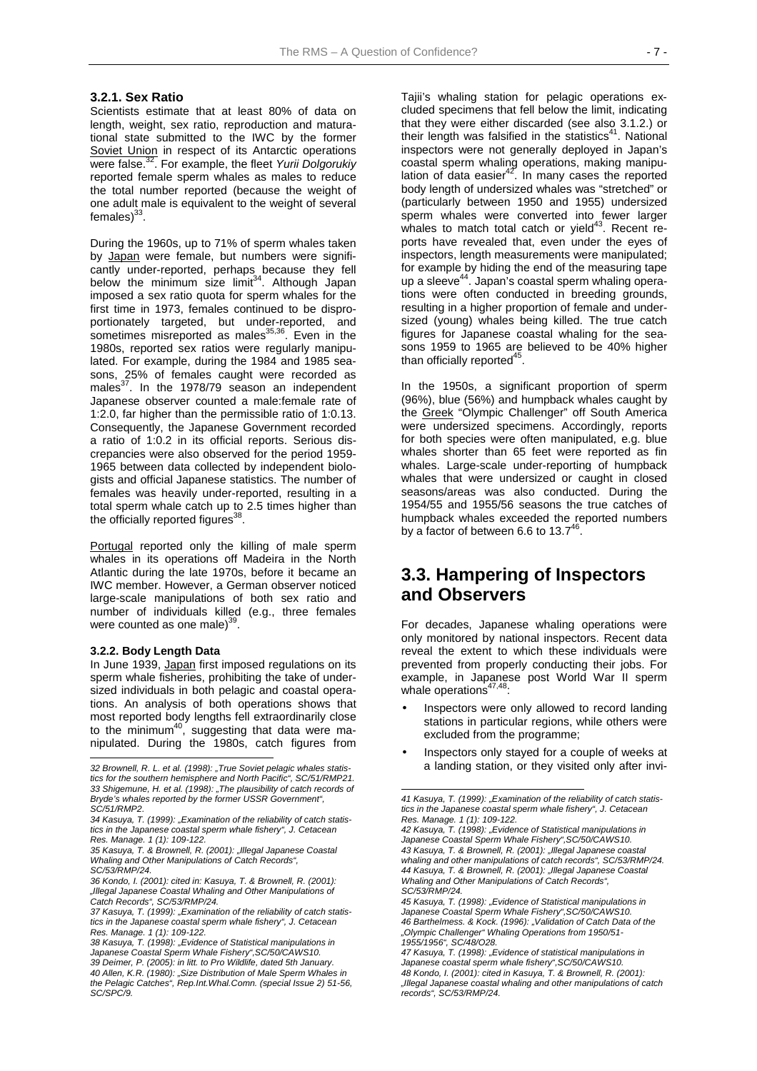### 3.2.1. Sex Ratio

Scientists estimate that at least 80% of data on length, weight, sex ratio, reproduction and maturational state submitted to the IWC by the former Soviet Union in respect of its Antarctic operations were false.[32]. For example, the fleet *Yurii Dolgorukiy* reported female sperm whales as males to reduce the total number reported (because the weight of one adult male is equivalent to the weight of several females)[33].

During the 1960s, up to 71% of sperm whales taken by Japan were female, but numbers were significantly under-reported, perhaps because they fell below the minimum size limit[34]. Although Japan imposed a sex ratio quota for sperm whales for the first time in 1973, females continued to be disproportionately targeted, but under-reported, and sometimes misreported as males[35,36]. Even in the 1980s, reported sex ratios were regularly manipulated. For example, during the 1984 and 1985 seasons, 25% of females caught were recorded as males[37]. In the 1978/79 season an independent Japanese observer counted a male:female rate of 1:2.0, far higher than the permissible ratio of 1:0.13. Consequently, the Japanese Government recorded a ratio of 1:0.2 in its official reports. Serious discrepancies were also observed for the period 1959-1965 between data collected by independent biologists and official Japanese statistics. The number of females was heavily under-reported, resulting in a total sperm whale catch up to 2.5 times higher than the officially reported figures[38].

Portugal reported only the killing of male sperm whales in its operations off Madeira in the North Atlantic during the late 1970s, before it became an IWC member. However, a German observer noticed large-scale manipulations of both sex ratio and number of individuals killed (e.g., three females were counted as one male)[39].

### 3.2.2. Body Length Data

In June 1939, Japan first imposed regulations on its sperm whale fisheries, prohibiting the take of undersized individuals in both pelagic and coastal operations. An analysis of both operations shows that most reported body lengths fell extraordinarily close to the minimum[40], suggesting that data were manipulated. During the 1980s, catch figures from Tajii's whaling station for pelagic operations excluded specimens that fell below the limit, indicating that they were either discarded (see also 3.1.2.) or their length was falsified in the statistics[41]. National inspectors were not generally deployed in Japan's coastal sperm whaling operations, making manipulation of data easier[42]. In many cases the reported body length of undersized whales was "stretched" or (particularly between 1950 and 1955) undersized sperm whales were converted into fewer larger whales to match total catch or yield[43]. Recent reports have revealed that, even under the eyes of inspectors, length measurements were manipulated; for example by hiding the end of the measuring tape up a sleeve[44]. Japan's coastal sperm whaling operations were often conducted in breeding grounds, resulting in a higher proportion of female and undersized (young) whales being killed. The true catch figures for Japanese coastal whaling for the seasons 1959 to 1965 are believed to be 40% higher than officially reported[45].

In the 1950s, a significant proportion of sperm (96%), blue (56%) and humpback whales caught by the Greek "Olympic Challenger" off South America were undersized specimens. Accordingly, reports for both species were often manipulated, e.g. blue whales shorter than 65 feet were reported as fin whales. Large-scale under-reporting of humpback whales that were undersized or caught in closed seasons/areas was also conducted. During the 1954/55 and 1955/56 seasons the true catches of humpback whales exceeded the reported numbers by a factor of between 6.6 to 13.7[46].

## 3.3. Hampering of Inspectors and Observers

For decades, Japanese whaling operations were only monitored by national inspectors. Recent data reveal the extent to which these individuals were prevented from properly conducting their jobs. For example, in Japanese post World War II sperm whale operations[47,48]:

- Inspectors were only allowed to record landing stations in particular regions, while others were excluded from the programme;
- Inspectors only stayed for a couple of weeks at a landing station, or they visited only after invi-

---

32 Brownell, R. L. et al. (1998): „True Soviet pelagic whales statistics for the southern hemisphere and North Pacific", SC/51/RMP21.
33 Shigemune, H. et al. (1998): „The plausibility of catch records of Bryde's whales reported by the former USSR Government", SC/51/RMP2.
34 Kasuya, T. (1999): „Examination of the reliability of catch statistics in the Japanese coastal sperm whale fishery", J. Cetacean Res. Manage. 1 (1): 109-122.
35 Kasuya, T. & Brownell, R. (2001): „Illegal Japanese Coastal Whaling and Other Manipulations of Catch Records", SC/53/RMP/24.
36 Kondo, I. (2001): cited in: Kasuya, T. & Brownell, R. (2001): „Illegal Japanese Coastal Whaling and Other Manipulations of Catch Records", SC/53/RMP/24.
37 Kasuya, T. (1999): „Examination of the reliability of catch statistics in the Japanese coastal sperm whale fishery", J. Cetacean Res. Manage. 1 (1): 109-122.
38 Kasuya, T. (1998): „Evidence of Statistical manipulations in Japanese Coastal Sperm Whale Fishery",SC/50/CAWS10.
39 Deimer, P. (2005): in litt. to Pro Wildlife, dated 5th January.
40 Allen, K.R. (1980): „Size Distribution of Male Sperm Whales in the Pelagic Catches", Rep.Int.Whal.Comn. (special Issue 2) 51-56, SC/SPC/9.
41 Kasuya, T. (1999): „Examination of the reliability of catch statistics in the Japanese coastal sperm whale fishery", J. Cetacean Res. Manage. 1 (1): 109-122.
42 Kasuya, T. (1998): „Evidence of Statistical manipulations in Japanese Coastal Sperm Whale Fishery",SC/50/CAWS10.
43 Kasuya, T. & Brownell, R. (2001): „Illegal Japanese coastal whaling and other manipulations of catch records", SC/53/RMP/24.
44 Kasuya, T. & Brownell, R. (2001): „Illegal Japanese Coastal Whaling and Other Manipulations of Catch Records", SC/53/RMP/24.
45 Kasuya, T. (1998): „Evidence of Statistical manipulations in Japanese Coastal Sperm Whale Fishery",SC/50/CAWS10.
46 Barthelmess. & Kock. (1996): „Validation of Catch Data of the „Olympic Challenger" Whaling Operations from 1950/51-1955/1956", SC/48/O28.
47 Kasuya, T. (1998): „Evidence of statistical manipulations in Japanese coastal sperm whale fishery",SC/50/CAWS10.
48 Kondo, I. (2001): cited in Kasuya, T. & Brownell, R. (2001): „Illegal Japanese coastal whaling and other manipulations of catch records", SC/53/RMP/24.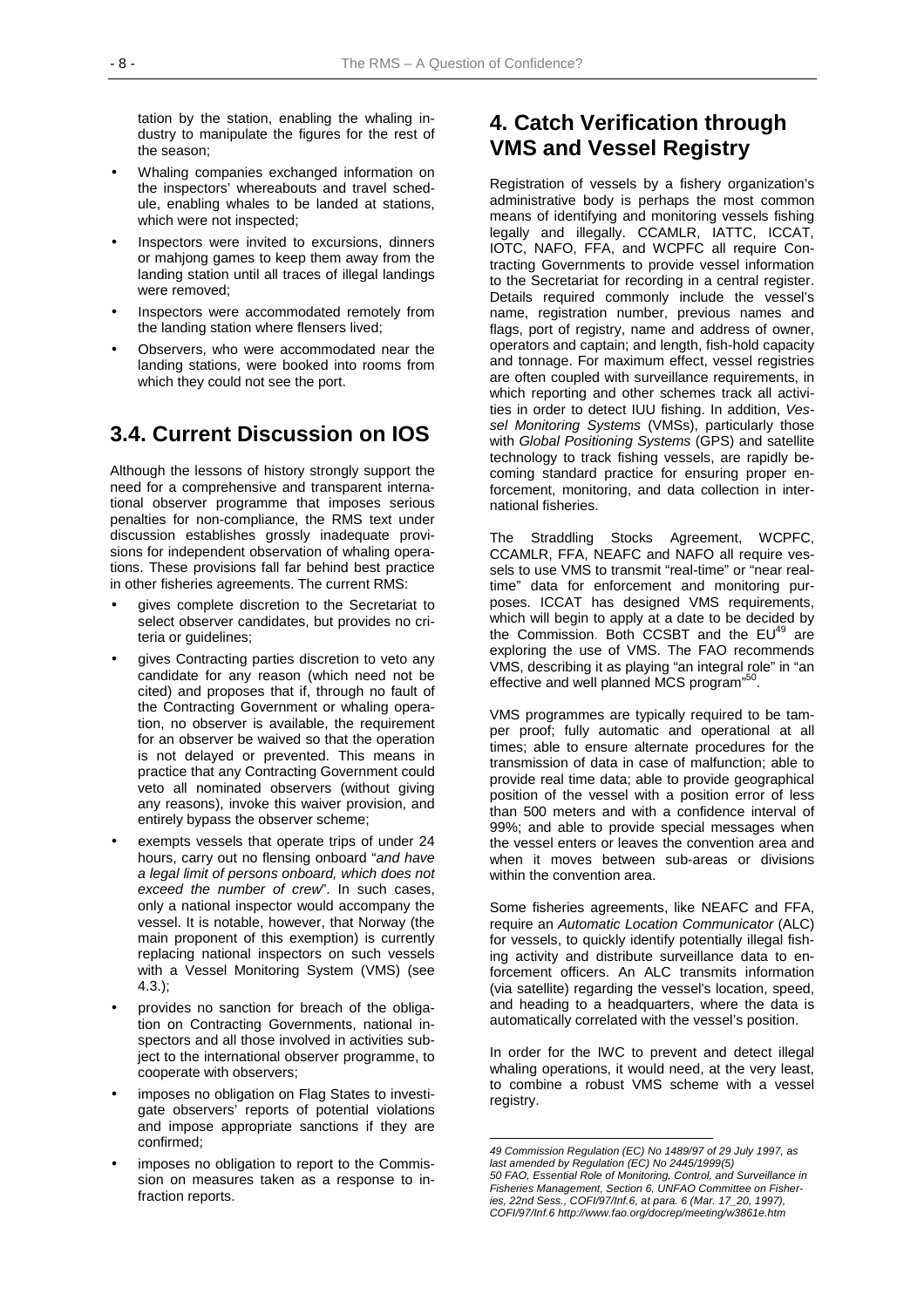tation by the station, enabling the whaling industry to manipulate the figures for the rest of the season;

- Whaling companies exchanged information on the inspectors' whereabouts and travel schedule, enabling whales to be landed at stations, which were not inspected;
- Inspectors were invited to excursions, dinners or mahjong games to keep them away from the landing station until all traces of illegal landings were removed;
- Inspectors were accommodated remotely from the landing station where flensers lived;
- Observers, who were accommodated near the landing stations, were booked into rooms from which they could not see the port.

## 3.4. Current Discussion on IOS

Although the lessons of history strongly support the need for a comprehensive and transparent international observer programme that imposes serious penalties for non-compliance, the RMS text under discussion establishes grossly inadequate provisions for independent observation of whaling operations. These provisions fall far behind best practice in other fisheries agreements. The current RMS:

- gives complete discretion to the Secretariat to select observer candidates, but provides no criteria or guidelines;
- gives Contracting parties discretion to veto any candidate for any reason (which need not be cited) and proposes that if, through no fault of the Contracting Government or whaling operation, no observer is available, the requirement for an observer be waived so that the operation is not delayed or prevented. This means in practice that any Contracting Government could veto all nominated observers (without giving any reasons), invoke this waiver provision, and entirely bypass the observer scheme;
- exempts vessels that operate trips of under 24 hours, carry out no flensing onboard "*and have a legal limit of persons onboard, which does not exceed the number of crew*". In such cases, only a national inspector would accompany the vessel. It is notable, however, that Norway (the main proponent of this exemption) is currently replacing national inspectors on such vessels with a Vessel Monitoring System (VMS) (see 4.3.);
- provides no sanction for breach of the obligation on Contracting Governments, national inspectors and all those involved in activities subject to the international observer programme, to cooperate with observers;
- imposes no obligation on Flag States to investigate observers' reports of potential violations and impose appropriate sanctions if they are confirmed;
- imposes no obligation to report to the Commission on measures taken as a response to infraction reports.

## 4. Catch Verification through VMS and Vessel Registry

Registration of vessels by a fishery organization's administrative body is perhaps the most common means of identifying and monitoring vessels fishing legally and illegally. CCAMLR, IATTC, ICCAT, IOTC, NAFO, FFA, and WCPFC all require Contracting Governments to provide vessel information to the Secretariat for recording in a central register. Details required commonly include the vessel's name, registration number, previous names and flags, port of registry, name and address of owner, operators and captain; and length, fish-hold capacity and tonnage. For maximum effect, vessel registries are often coupled with surveillance requirements, in which reporting and other schemes track all activities in order to detect IUU fishing. In addition, *Vessel Monitoring Systems* (VMSs), particularly those with *Global Positioning Systems* (GPS) and satellite technology to track fishing vessels, are rapidly becoming standard practice for ensuring proper enforcement, monitoring, and data collection in international fisheries.

The Straddling Stocks Agreement, WCPFC, CCAMLR, FFA, NEAFC and NAFO all require vessels to use VMS to transmit "real-time" or "near real-time" data for enforcement and monitoring purposes. ICCAT has designed VMS requirements, which will begin to apply at a date to be decided by the Commission. Both CCSBT and the EU[49] are exploring the use of VMS. The FAO recommends VMS, describing it as playing "an integral role" in "an effective and well planned MCS program"[50].

VMS programmes are typically required to be tamper proof; fully automatic and operational at all times; able to ensure alternate procedures for the transmission of data in case of malfunction; able to provide real time data; able to provide geographical position of the vessel with a position error of less than 500 meters and with a confidence interval of 99%; and able to provide special messages when the vessel enters or leaves the convention area and when it moves between sub-areas or divisions within the convention area.

Some fisheries agreements, like NEAFC and FFA, require an *Automatic Location Communicator* (ALC) for vessels, to quickly identify potentially illegal fishing activity and distribute surveillance data to enforcement officers. An ALC transmits information (via satellite) regarding the vessel's location, speed, and heading to a headquarters, where the data is automatically correlated with the vessel's position.

In order for the IWC to prevent and detect illegal whaling operations, it would need, at the very least, to combine a robust VMS scheme with a vessel registry.

---

*49 Commission Regulation (EC) No 1489/97 of 29 July 1997, as last amended by Regulation (EC) No 2445/1999(5)*

*50 FAO, Essential Role of Monitoring, Control, and Surveillance in Fisheries Management, Section 6, UNFAO Committee on Fisheries, 22nd Sess., COFI/97/Inf.6, at para. 6 (Mar. 17_20, 1997), COFI/97/Inf.6 http://www.fao.org/docrep/meeting/w3861e.htm*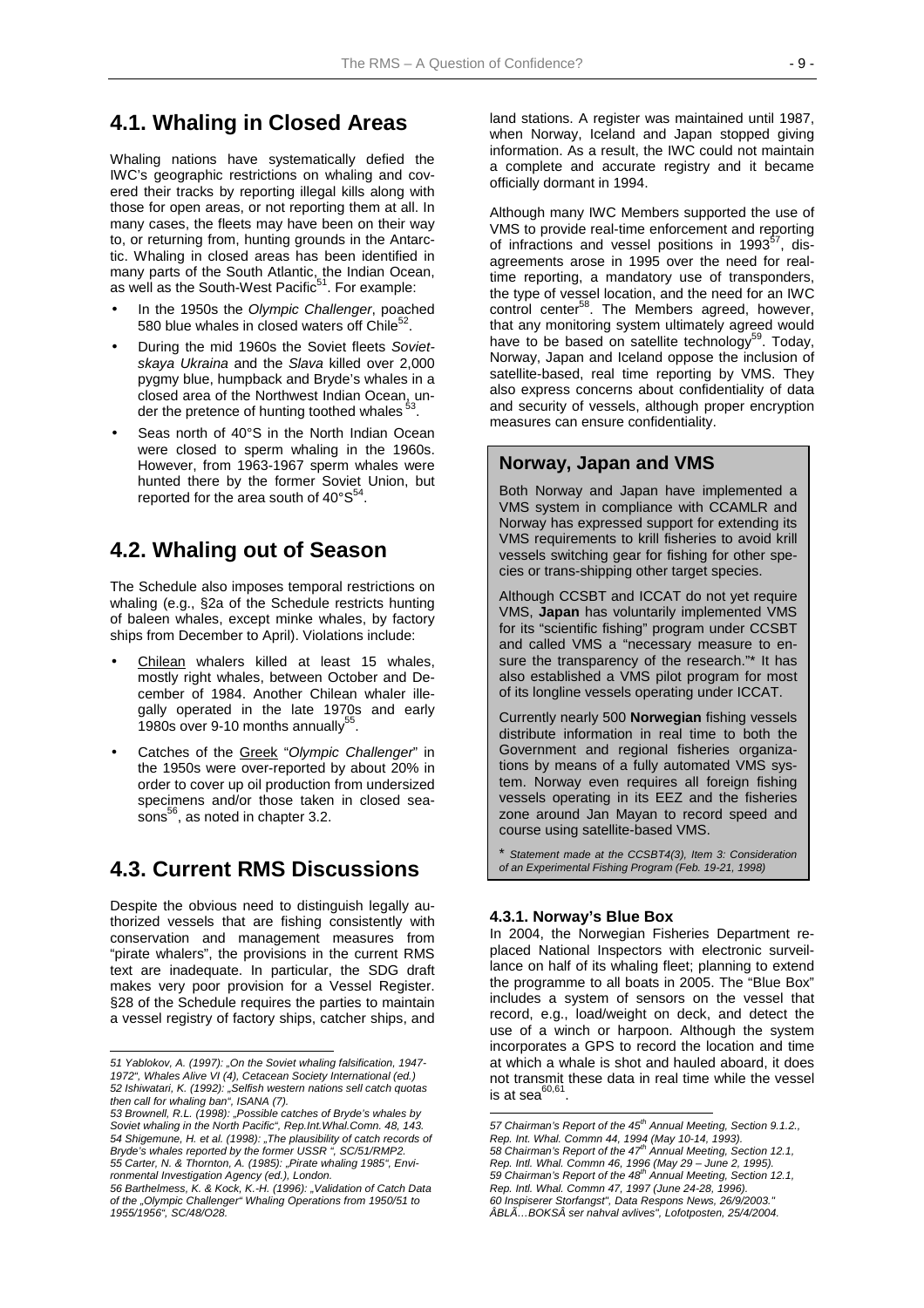## 4.1. Whaling in Closed Areas

Whaling nations have systematically defied the IWC's geographic restrictions on whaling and covered their tracks by reporting illegal kills along with those for open areas, or not reporting them at all. In many cases, the fleets may have been on their way to, or returning from, hunting grounds in the Antarctic. Whaling in closed areas has been identified in many parts of the South Atlantic, the Indian Ocean, as well as the South-West Pacific[51]. For example:

- In the 1950s the *Olympic Challenger*, poached 580 blue whales in closed waters off Chile[52].
- During the mid 1960s the Soviet fleets *Sovietskaya Ukraina* and the *Slava* killed over 2,000 pygmy blue, humpback and Bryde's whales in a closed area of the Northwest Indian Ocean, under the pretence of hunting toothed whales[53].
- Seas north of 40°S in the North Indian Ocean were closed to sperm whaling in the 1960s. However, from 1963-1967 sperm whales were hunted there by the former Soviet Union, but reported for the area south of 40°S[54].

## 4.2. Whaling out of Season

The Schedule also imposes temporal restrictions on whaling (e.g., §2a of the Schedule restricts hunting of baleen whales, except minke whales, by factory ships from December to April). Violations include:

- Chilean whalers killed at least 15 whales, mostly right whales, between October and December of 1984. Another Chilean whaler illegally operated in the late 1970s and early 1980s over 9-10 months annually[55].
- Catches of the Greek "*Olympic Challenger*" in the 1950s were over-reported by about 20% in order to cover up oil production from undersized specimens and/or those taken in closed seasons[56], as noted in chapter 3.2.

## 4.3. Current RMS Discussions

Despite the obvious need to distinguish legally authorized vessels that are fishing consistently with conservation and management measures from "pirate whalers", the provisions in the current RMS text are inadequate. In particular, the SDG draft makes very poor provision for a Vessel Register. §28 of the Schedule requires the parties to maintain a vessel registry of factory ships, catcher ships, and land stations. A register was maintained until 1987, when Norway, Iceland and Japan stopped giving information. As a result, the IWC could not maintain a complete and accurate registry and it became officially dormant in 1994.

Although many IWC Members supported the use of VMS to provide real-time enforcement and reporting of infractions and vessel positions in 1993[57], disagreements arose in 1995 over the need for real-time reporting, a mandatory use of transponders, the type of vessel location, and the need for an IWC control center[58]. The Members agreed, however, that any monitoring system ultimately agreed would have to be based on satellite technology[59]. Today, Norway, Japan and Iceland oppose the inclusion of satellite-based, real time reporting by VMS. They also express concerns about confidentiality of data and security of vessels, although proper encryption measures can ensure confidentiality.

### Norway, Japan and VMS

Both Norway and Japan have implemented a VMS system in compliance with CCAMLR and Norway has expressed support for extending its VMS requirements to krill fisheries to avoid krill vessels switching gear for fishing for other species or trans-shipping other target species.

Although CCSBT and ICCAT do not yet require VMS, **Japan** has voluntarily implemented VMS for its "scientific fishing" program under CCSBT and called VMS a "necessary measure to ensure the transparency of the research."* It has also established a VMS pilot program for most of its longline vessels operating under ICCAT.

Currently nearly 500 **Norwegian** fishing vessels distribute information in real time to both the Government and regional fisheries organizations by means of a fully automated VMS system. Norway even requires all foreign fishing vessels operating in its EEZ and the fisheries zone around Jan Mayan to record speed and course using satellite-based VMS.

\* *Statement made at the CCSBT4(3), Item 3: Consideration of an Experimental Fishing Program (Feb. 19-21, 1998)*

#### 4.3.1. Norway's Blue Box

In 2004, the Norwegian Fisheries Department replaced National Inspectors with electronic surveillance on half of its whaling fleet; planning to extend the programme to all boats in 2005. The "Blue Box" includes a system of sensors on the vessel that record, e.g., load/weight on deck, and detect the use of a winch or harpoon. Although the system incorporates a GPS to record the location and time at which a whale is shot and hauled aboard, it does not transmit these data in real time while the vessel is at sea[60,61].

---

*51 Yablokov, A. (1997): „On the Soviet whaling falsification, 1947-1972", Whales Alive VI (4), Cetacean Society International (ed.)*
*52 Ishiwatari, K. (1992): „Selfish western nations sell catch quotas then call for whaling ban", ISANA (7).*
*53 Brownell, R.L. (1998): „Possible catches of Bryde's whales by Soviet whaling in the North Pacific", Rep.Int.Whal.Comn. 48, 143.*
*54 Shigemune, H. et al. (1998): „The plausibility of catch records of Bryde's whales reported by the former USSR ", SC/51/RMP2.*
*55 Carter, N. & Thornton, A. (1985): „Pirate whaling 1985", Environmental Investigation Agency (ed.), London.*
*56 Barthelmess, K. & Kock, K.-H. (1996): „Validation of Catch Data of the „Olympic Challenger" Whaling Operations from 1950/51 to 1955/1956", SC/48/O28.*
*57 Chairman's Report of the 45th Annual Meeting, Section 9.1.2., Rep. Int. Whal. Commn 44, 1994 (May 10-14, 1993).*
*58 Chairman's Report of the 47th Annual Meeting, Section 12.1, Rep. Intl. Whal. Commn 46, 1996 (May 29 – June 2, 1995).*
*59 Chairman's Report of the 48th Annual Meeting, Section 12.1, Rep. Intl. Whal. Commn 47, 1997 (June 24-28, 1996).*
*60 Inspiserer Storfangst", Data Respons News, 26/9/2003."*
*ÂBLÂ…BOKSÂ ser nahval avlives", Lofotposten, 25/4/2004.*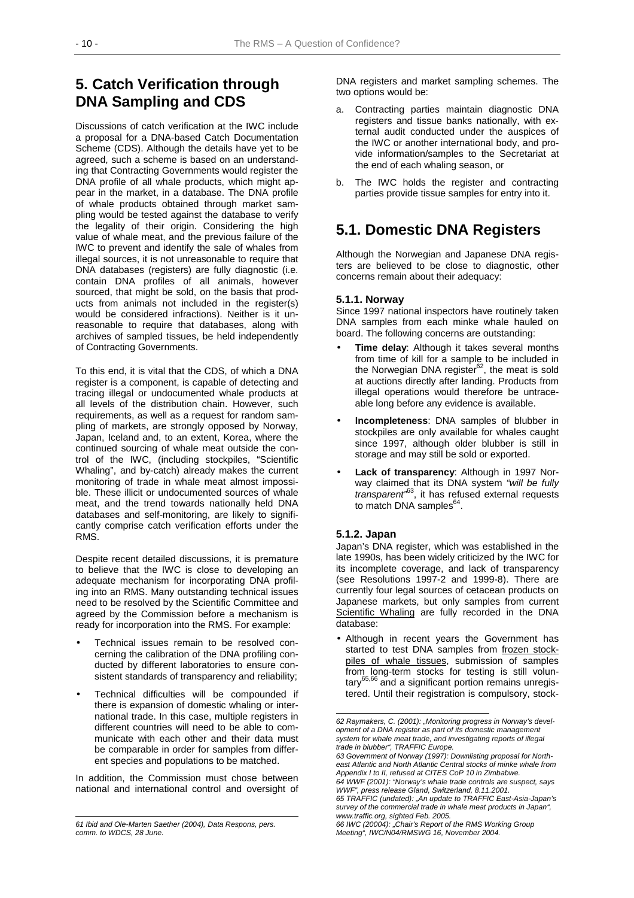## 5. Catch Verification through DNA Sampling and CDS

Discussions of catch verification at the IWC include a proposal for a DNA-based Catch Documentation Scheme (CDS). Although the details have yet to be agreed, such a scheme is based on an understanding that Contracting Governments would register the DNA profile of all whale products, which might appear in the market, in a database. The DNA profile of whale products obtained through market sampling would be tested against the database to verify the legality of their origin. Considering the high value of whale meat, and the previous failure of the IWC to prevent and identify the sale of whales from illegal sources, it is not unreasonable to require that DNA databases (registers) are fully diagnostic (i.e. contain DNA profiles of all animals, however sourced, that might be sold, on the basis that products from animals not included in the register(s) would be considered infractions). Neither is it unreasonable to require that databases, along with archives of sampled tissues, be held independently of Contracting Governments.

To this end, it is vital that the CDS, of which a DNA register is a component, is capable of detecting and tracing illegal or undocumented whale products at all levels of the distribution chain. However, such requirements, as well as a request for random sampling of markets, are strongly opposed by Norway, Japan, Iceland and, to an extent, Korea, where the continued sourcing of whale meat outside the control of the IWC, (including stockpiles, "Scientific Whaling", and by-catch) already makes the current monitoring of trade in whale meat almost impossible. These illicit or undocumented sources of whale meat, and the trend towards nationally held DNA databases and self-monitoring, are likely to significantly comprise catch verification efforts under the RMS.

Despite recent detailed discussions, it is premature to believe that the IWC is close to developing an adequate mechanism for incorporating DNA profiling into an RMS. Many outstanding technical issues need to be resolved by the Scientific Committee and agreed by the Commission before a mechanism is ready for incorporation into the RMS. For example:

- Technical issues remain to be resolved concerning the calibration of the DNA profiling conducted by different laboratories to ensure consistent standards of transparency and reliability;
- Technical difficulties will be compounded if there is expansion of domestic whaling or international trade. In this case, multiple registers in different countries will need to be able to communicate with each other and their data must be comparable in order for samples from different species and populations to be matched.

In addition, the Commission must chose between national and international control and oversight of DNA registers and market sampling schemes. The two options would be:

a. Contracting parties maintain diagnostic DNA registers and tissue banks nationally, with external audit conducted under the auspices of the IWC or another international body, and provide information/samples to the Secretariat at the end of each whaling season, or

b. The IWC holds the register and contracting parties provide tissue samples for entry into it.

## 5.1. Domestic DNA Registers

Although the Norwegian and Japanese DNA registers are believed to be close to diagnostic, other concerns remain about their adequacy:

### 5.1.1. Norway

Since 1997 national inspectors have routinely taken DNA samples from each minke whale hauled on board. The following concerns are outstanding:

- **Time delay**: Although it takes several months from time of kill for a sample to be included in the Norwegian DNA register[62], the meat is sold at auctions directly after landing. Products from illegal operations would therefore be untraceable long before any evidence is available.
- **Incompleteness**: DNA samples of blubber in stockpiles are only available for whales caught since 1997, although older blubber is still in storage and may still be sold or exported.
- **Lack of transparency**: Although in 1997 Norway claimed that its DNA system *"will be fully transparent"*[63], it has refused external requests to match DNA samples[64].

### 5.1.2. Japan

Japan's DNA register, which was established in the late 1990s, has been widely criticized by the IWC for its incomplete coverage, and lack of transparency (see Resolutions 1997-2 and 1999-8). There are currently four legal sources of cetacean products on Japanese markets, but only samples from current Scientific Whaling are fully recorded in the DNA database:

- Although in recent years the Government has started to test DNA samples from frozen stockpiles of whale tissues, submission of samples from long-term stocks for testing is still voluntary[65,66] and a significant portion remains unregistered. Until their registration is compulsory, stock-

---

61 Ibid and Ole-Marten Saether (2004), Data Respons, pers. comm. to WDCS, 28 June.

62 Raymakers, C. (2001): „Monitoring progress in Norway's development of a DNA register as part of its domestic management system for whale meat trade, and investigating reports of illegal trade in blubber", TRAFFIC Europe.

63 Government of Norway (1997): Downlisting proposal for Northeast Atlantic and North Atlantic Central stocks of minke whale from Appendix I to II, refused at CITES CoP 10 in Zimbabwe.

64 WWF (2001): "Norway's whale trade controls are suspect, says WWF", press release Gland, Switzerland, 8.11.2001.

65 TRAFFIC (undated): „An update to TRAFFIC East-Asia-Japan's survey of the commercial trade in whale meat products in Japan", www.traffic.org, sighted Feb. 2005.

66 IWC (20004): „Chair's Report of the RMS Working Group Meeting", IWC/N04/RMSWG 16, November 2004.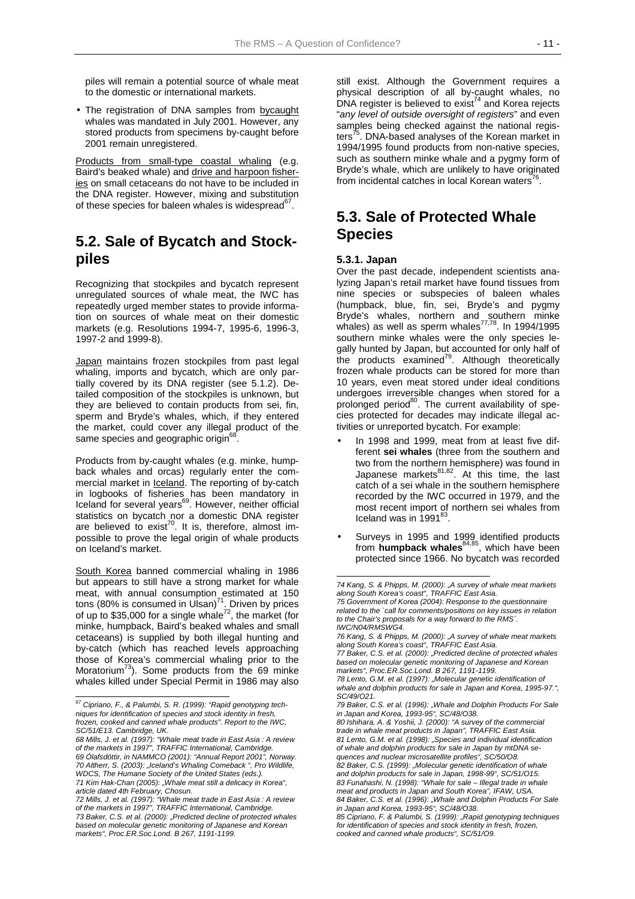piles will remain a potential source of whale meat to the domestic or international markets.

- The registration of DNA samples from bycaught whales was mandated in July 2001. However, any stored products from specimens by-caught before 2001 remain unregistered.

Products from small-type coastal whaling (e.g. Baird's beaked whale) and drive and harpoon fisheries on small cetaceans do not have to be included in the DNA register. However, mixing and substitution of these species for baleen whales is widespread[67].

## 5.2. Sale of Bycatch and Stockpiles

Recognizing that stockpiles and bycatch represent unregulated sources of whale meat, the IWC has repeatedly urged member states to provide information on sources of whale meat on their domestic markets (e.g. Resolutions 1994-7, 1995-6, 1996-3, 1997-2 and 1999-8).

Japan maintains frozen stockpiles from past legal whaling, imports and bycatch, which are only partially covered by its DNA register (see 5.1.2). Detailed composition of the stockpiles is unknown, but they are believed to contain products from sei, fin, sperm and Bryde's whales, which, if they entered the market, could cover any illegal product of the same species and geographic origin[68].

Products from by-caught whales (e.g. minke, humpback whales and orcas) regularly enter the commercial market in Iceland. The reporting of by-catch in logbooks of fisheries has been mandatory in Iceland for several years[69]. However, neither official statistics on bycatch nor a domestic DNA register are believed to exist[70]. It is, therefore, almost impossible to prove the legal origin of whale products on Iceland's market.

South Korea banned commercial whaling in 1986 but appears to still have a strong market for whale meat, with annual consumption estimated at 150 tons (80% is consumed in Ulsan)[71]. Driven by prices of up to $35,000 for a single whale[72], the market (for minke, humpback, Baird's beaked whales and small cetaceans) is supplied by both illegal hunting and by-catch (which has reached levels approaching those of Korea's commercial whaling prior to the Moratorium[73]). Some products from the 69 minke whales killed under Special Permit in 1986 may also still exist. Although the Government requires a physical description of all by-caught whales, no DNA register is believed to exist[74] and Korea rejects "*any level of outside oversight of registers*" and even samples being checked against the national registers[75]. DNA-based analyses of the Korean market in 1994/1995 found products from non-native species, such as southern minke whale and a pygmy form of Bryde's whale, which are unlikely to have originated from incidental catches in local Korean waters[76].

## 5.3. Sale of Protected Whale Species

### 5.3.1. Japan

Over the past decade, independent scientists analyzing Japan's retail market have found tissues from nine species or subspecies of baleen whales (humpback, blue, fin, sei, Bryde's and pygmy Bryde's whales, northern and southern minke whales) as well as sperm whales[77,78]. In 1994/1995 southern minke whales were the only species legally hunted by Japan, but accounted for only half of the products examined[79]. Although theoretically frozen whale products can be stored for more than 10 years, even meat stored under ideal conditions undergoes irreversible changes when stored for a prolonged period[80]. The current availability of species protected for decades may indicate illegal activities or unreported bycatch. For example:

- In 1998 and 1999, meat from at least five different **sei whales** (three from the southern and two from the northern hemisphere) was found in Japanese markets[81,82]. At this time, the last catch of a sei whale in the southern hemisphere recorded by the IWC occurred in 1979, and the most recent import of northern sei whales from Iceland was in 1991[83].
- Surveys in 1995 and 1999 identified products from **humpback whales**[84,85], which have been protected since 1966. No bycatch was recorded

---

*67 Cipriano, F., & Palumbi, S. R. (1999): "Rapid genotyping techniques for identification of species and stock identity in fresh, frozen, cooked and canned whale products". Report to the IWC, SC/51/E13. Cambridge, UK.*

*68 Mills, J. et al. (1997): "Whale meat trade in East Asia : A review of the markets in 1997", TRAFFIC International, Cambridge.*

*69 Ólafsdóttir, in NAMMCO (2001): "Annual Report 2001", Norway.*

*70 Altherr, S. (2003): „Iceland's Whaling Comeback ", Pro Wildlife, WDCS, The Humane Society of the United States (eds.).*

*71 Kim Hak-Chan (2005): „Whale meat still a delicacy in Korea", article dated 4th February, Chosun.*

*72 Mills, J. et al. (1997): "Whale meat trade in East Asia : A review of the markets in 1997", TRAFFIC International, Cambridge.*

*73 Baker, C.S. et al. (2000): „Predicted decline of protected whales based on molecular genetic monitoring of Japanese and Korean markets", Proc.ER.Soc.Lond. B 267, 1191-1199.*

*74 Kang, S. & Phipps, M. (2000): „A survey of whale meat markets along South Korea's coast", TRAFFIC East Asia.*

*75 Government of Korea (2004): Response to the questionnaire related to the `call for comments/positions on key issues in relation to the Chair's proposals for a way forward to the RMS´. IWC/N04/RMSWG4.*

*76 Kang, S. & Phipps, M. (2000): „A survey of whale meat markets along South Korea's coast", TRAFFIC East Asia.*

*77 Baker, C.S. et al. (2000): „Predicted decline of protected whales based on molecular genetic monitoring of Japanese and Korean markets", Proc.ER.Soc.Lond. B 267, 1191-1199.*

*78 Lento, G.M. et al. (1997): „Molecular genetic identification of whale and dolphin products for sale in Japan and Korea, 1995-97.", SC/49/O21.*

*79 Baker, C.S. et al. (1996): „Whale and Dolphin Products For Sale in Japan and Korea, 1993-95", SC/48/O38.*

*80 Ishihara, A. & Yoshii, J. (2000): "A survey of the commercial trade in whale meat products in Japan", TRAFFIC East Asia.*

*81 Lento, G.M. et al. (1998): „Species and individual identification of whale and dolphin products for sale in Japan by mtDNA sequences and nuclear microsatellite profiles", SC/50/O8.*

*82 Baker, C.S. (1999): „Molecular genetic identification of whale and dolphin products for sale in Japan, 1998-99", SC/51/O15.*

*83 Funahashi, N. (1998): "Whale for sale – Illegal trade in whale meat and products in Japan and South Korea", IFAW, USA.*

*84 Baker, C.S. et al. (1996): „Whale and Dolphin Products For Sale in Japan and Korea, 1993-95", SC/48/O38.*

*85 Cipriano, F. & Palumbi, S. (1999): „Rapid genotyping techniques for identification of species and stock identity in fresh, frozen, cooked and canned whale products", SC/51/O9.*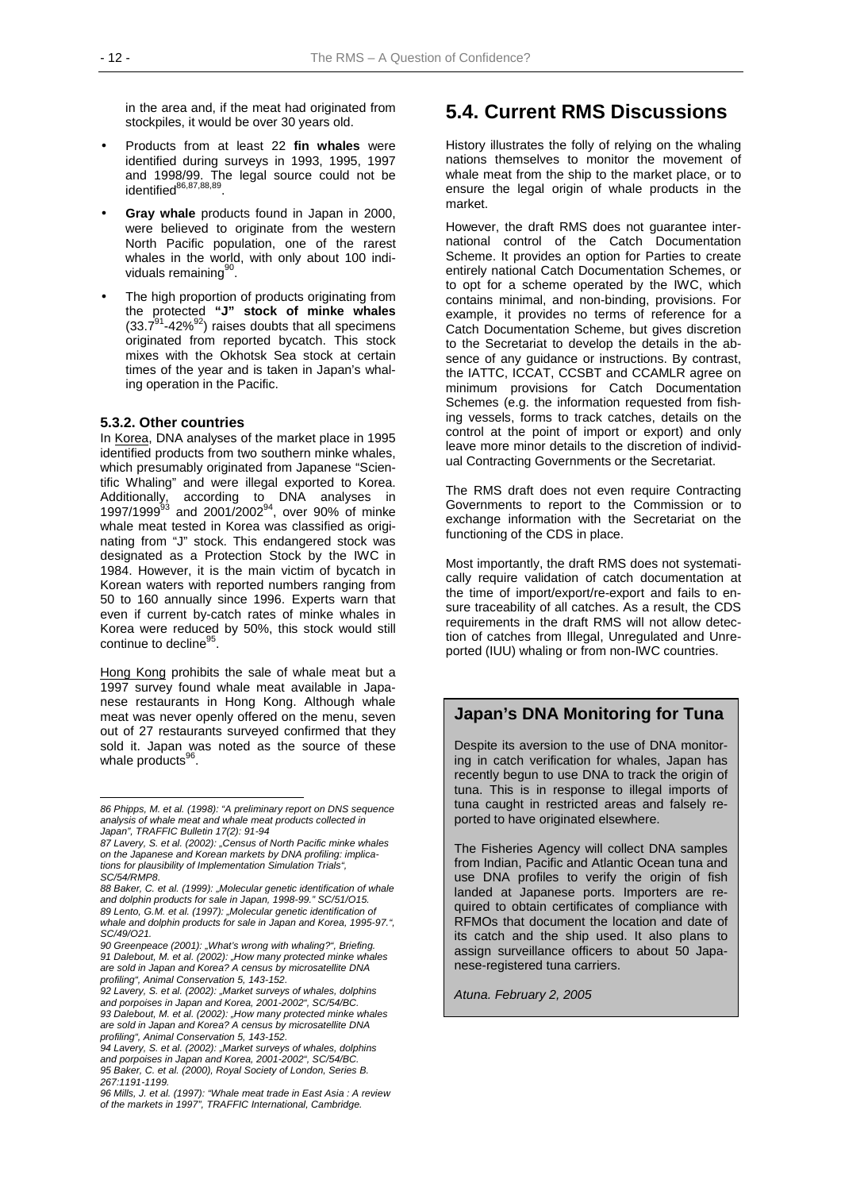in the area and, if the meat had originated from stockpiles, it would be over 30 years old.

- Products from at least 22 **fin whales** were identified during surveys in 1993, 1995, 1997 and 1998/99. The legal source could not be identified[86,87,88,89].
- **Gray whale** products found in Japan in 2000, were believed to originate from the western North Pacific population, one of the rarest whales in the world, with only about 100 individuals remaining[90].
- The high proportion of products originating from the protected **"J" stock of minke whales** (33.7[91]-42%[92]) raises doubts that all specimens originated from reported bycatch. This stock mixes with the Okhotsk Sea stock at certain times of the year and is taken in Japan's whaling operation in the Pacific.

#### 5.3.2. Other countries

In Korea, DNA analyses of the market place in 1995 identified products from two southern minke whales, which presumably originated from Japanese "Scientific Whaling" and were illegal exported to Korea. Additionally, according to DNA analyses in 1997/1999[93] and 2001/2002[94], over 90% of minke whale meat tested in Korea was classified as originating from "J" stock. This endangered stock was designated as a Protection Stock by the IWC in 1984. However, it is the main victim of bycatch in Korean waters with reported numbers ranging from 50 to 160 annually since 1996. Experts warn that even if current by-catch rates of minke whales in Korea were reduced by 50%, this stock would still continue to decline[95].

Hong Kong prohibits the sale of whale meat but a 1997 survey found whale meat available in Japanese restaurants in Hong Kong. Although whale meat was never openly offered on the menu, seven out of 27 restaurants surveyed confirmed that they sold it. Japan was noted as the source of these whale products[96].

## 5.4. Current RMS Discussions

History illustrates the folly of relying on the whaling nations themselves to monitor the movement of whale meat from the ship to the market place, or to ensure the legal origin of whale products in the market.

However, the draft RMS does not guarantee international control of the Catch Documentation Scheme. It provides an option for Parties to create entirely national Catch Documentation Schemes, or to opt for a scheme operated by the IWC, which contains minimal, and non-binding, provisions. For example, it provides no terms of reference for a Catch Documentation Scheme, but gives discretion to the Secretariat to develop the details in the absence of any guidance or instructions. By contrast, the IATTC, ICCAT, CCSBT and CCAMLR agree on minimum provisions for Catch Documentation Schemes (e.g. the information requested from fishing vessels, forms to track catches, details on the control at the point of import or export) and only leave more minor details to the discretion of individual Contracting Governments or the Secretariat.

The RMS draft does not even require Contracting Governments to report to the Commission or to exchange information with the Secretariat on the functioning of the CDS in place.

Most importantly, the draft RMS does not systematically require validation of catch documentation at the time of import/export/re-export and fails to ensure traceability of all catches. As a result, the CDS requirements in the draft RMS will not allow detection of catches from Illegal, Unregulated and Unreported (IUU) whaling or from non-IWC countries.

### Japan's DNA Monitoring for Tuna

Despite its aversion to the use of DNA monitoring in catch verification for whales, Japan has recently begun to use DNA to track the origin of tuna. This is in response to illegal imports of tuna caught in restricted areas and falsely reported to have originated elsewhere.

The Fisheries Agency will collect DNA samples from Indian, Pacific and Atlantic Ocean tuna and use DNA profiles to verify the origin of fish landed at Japanese ports. Importers are required to obtain certificates of compliance with RFMOs that document the location and date of its catch and the ship used. It also plans to assign surveillance officers to about 50 Japanese-registered tuna carriers.

*Atuna. February 2, 2005*

---

*86 Phipps, M. et al. (1998): "A preliminary report on DNS sequence analysis of whale meat and whale meat products collected in Japan", TRAFFIC Bulletin 17(2): 91-94*

*87 Lavery, S. et al. (2002): „Census of North Pacific minke whales on the Japanese and Korean markets by DNA profiling: implications for plausibility of Implementation Simulation Trials", SC/54/RMP8.*

*88 Baker, C. et al. (1999): „Molecular genetic identification of whale and dolphin products for sale in Japan, 1998-99." SC/51/O15.*

*89 Lento, G.M. et al. (1997): „Molecular genetic identification of whale and dolphin products for sale in Japan and Korea, 1995-97.", SC/49/O21.*

*90 Greenpeace (2001): „What's wrong with whaling?", Briefing.*

*91 Dalebout, M. et al. (2002): „How many protected minke whales are sold in Japan and Korea? A census by microsatellite DNA profiling", Animal Conservation 5, 143-152.*

*92 Lavery, S. et al. (2002): „Market surveys of whales, dolphins and porpoises in Japan and Korea, 2001-2002", SC/54/BC.*

*93 Dalebout, M. et al. (2002): „How many protected minke whales are sold in Japan and Korea? A census by microsatellite DNA profiling", Animal Conservation 5, 143-152.*

*94 Lavery, S. et al. (2002): „Market surveys of whales, dolphins and porpoises in Japan and Korea, 2001-2002", SC/54/BC.*

*95 Baker, C. et al. (2000), Royal Society of London, Series B. 267:1191-1199.*

*96 Mills, J. et al. (1997): "Whale meat trade in East Asia : A review of the markets in 1997", TRAFFIC International, Cambridge.*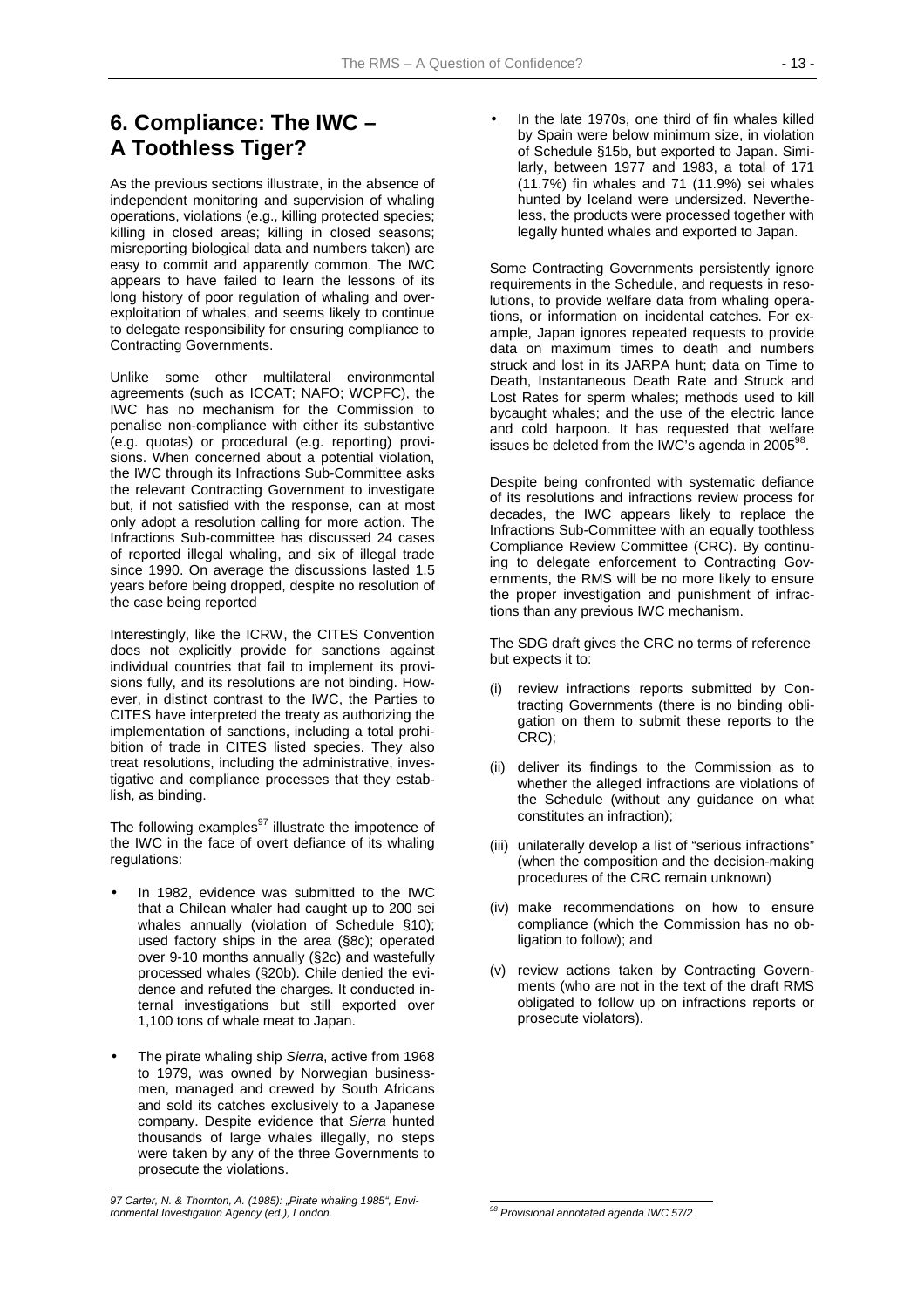## 6. Compliance: The IWC – A Toothless Tiger?

As the previous sections illustrate, in the absence of independent monitoring and supervision of whaling operations, violations (e.g., killing protected species; killing in closed areas; killing in closed seasons; misreporting biological data and numbers taken) are easy to commit and apparently common. The IWC appears to have failed to learn the lessons of its long history of poor regulation of whaling and over-exploitation of whales, and seems likely to continue to delegate responsibility for ensuring compliance to Contracting Governments.

Unlike some other multilateral environmental agreements (such as ICCAT; NAFO; WCPFC), the IWC has no mechanism for the Commission to penalise non-compliance with either its substantive (e.g. quotas) or procedural (e.g. reporting) provisions. When concerned about a potential violation, the IWC through its Infractions Sub-Committee asks the relevant Contracting Government to investigate but, if not satisfied with the response, can at most only adopt a resolution calling for more action. The Infractions Sub-committee has discussed 24 cases of reported illegal whaling, and six of illegal trade since 1990. On average the discussions lasted 1.5 years before being dropped, despite no resolution of the case being reported

Interestingly, like the ICRW, the CITES Convention does not explicitly provide for sanctions against individual countries that fail to implement its provisions fully, and its resolutions are not binding. However, in distinct contrast to the IWC, the Parties to CITES have interpreted the treaty as authorizing the implementation of sanctions, including a total prohibition of trade in CITES listed species. They also treat resolutions, including the administrative, investigative and compliance processes that they establish, as binding.

The following examples[97] illustrate the impotence of the IWC in the face of overt defiance of its whaling regulations:

- In 1982, evidence was submitted to the IWC that a Chilean whaler had caught up to 200 sei whales annually (violation of Schedule §10); used factory ships in the area (§8c); operated over 9-10 months annually (§2c) and wastefully processed whales (§20b). Chile denied the evidence and refuted the charges. It conducted internal investigations but still exported over 1,100 tons of whale meat to Japan.
- The pirate whaling ship *Sierra*, active from 1968 to 1979, was owned by Norwegian businessmen, managed and crewed by South Africans and sold its catches exclusively to a Japanese company. Despite evidence that *Sierra* hunted thousands of large whales illegally, no steps were taken by any of the three Governments to prosecute the violations.
- In the late 1970s, one third of fin whales killed by Spain were below minimum size, in violation of Schedule §15b, but exported to Japan. Similarly, between 1977 and 1983, a total of 171 (11.7%) fin whales and 71 (11.9%) sei whales hunted by Iceland were undersized. Nevertheless, the products were processed together with legally hunted whales and exported to Japan.

Some Contracting Governments persistently ignore requirements in the Schedule, and requests in resolutions, to provide welfare data from whaling operations, or information on incidental catches. For example, Japan ignores repeated requests to provide data on maximum times to death and numbers struck and lost in its JARPA hunt; data on Time to Death, Instantaneous Death Rate and Struck and Lost Rates for sperm whales; methods used to kill bycaught whales; and the use of the electric lance and cold harpoon. It has requested that welfare issues be deleted from the IWC's agenda in 2005[98].

Despite being confronted with systematic defiance of its resolutions and infractions review process for decades, the IWC appears likely to replace the Infractions Sub-Committee with an equally toothless Compliance Review Committee (CRC). By continuing to delegate enforcement to Contracting Governments, the RMS will be no more likely to ensure the proper investigation and punishment of infractions than any previous IWC mechanism.

The SDG draft gives the CRC no terms of reference but expects it to:

(i) review infractions reports submitted by Contracting Governments (there is no binding obligation on them to submit these reports to the CRC);

(ii) deliver its findings to the Commission as to whether the alleged infractions are violations of the Schedule (without any guidance on what constitutes an infraction);

(iii) unilaterally develop a list of "serious infractions" (when the composition and the decision-making procedures of the CRC remain unknown)

(iv) make recommendations on how to ensure compliance (which the Commission has no obligation to follow); and

(v) review actions taken by Contracting Governments (who are not in the text of the draft RMS obligated to follow up on infractions reports or prosecute violators).

---

*97 Carter, N. & Thornton, A. (1985): „Pirate whaling 1985", Environmental Investigation Agency (ed.), London.*

*98 Provisional annotated agenda IWC 57/2*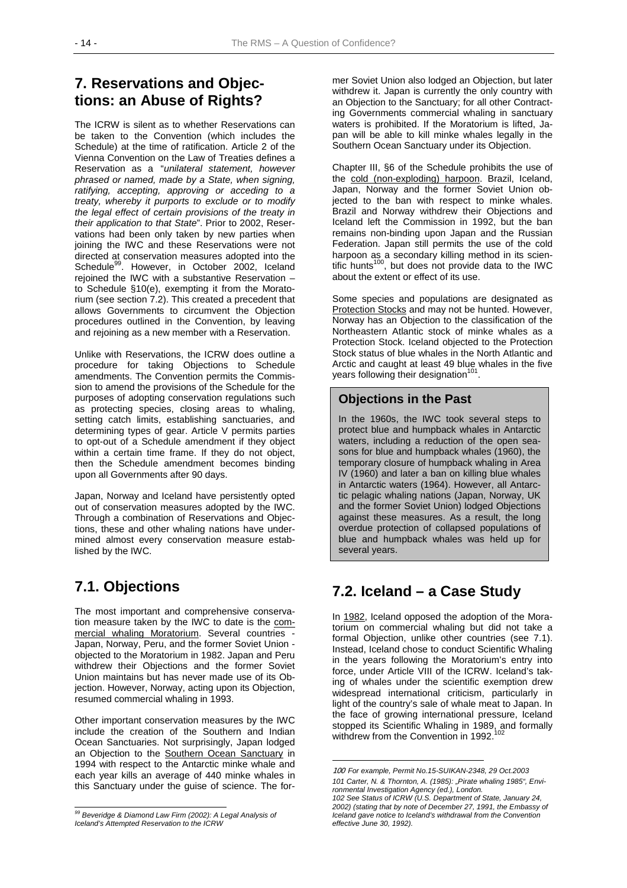## 7. Reservations and Objections: an Abuse of Rights?

The ICRW is silent as to whether Reservations can be taken to the Convention (which includes the Schedule) at the time of ratification. Article 2 of the Vienna Convention on the Law of Treaties defines a Reservation as a "*unilateral statement, however phrased or named, made by a State, when signing, ratifying, accepting, approving or acceding to a treaty, whereby it purports to exclude or to modify the legal effect of certain provisions of the treaty in their application to that State*". Prior to 2002, Reservations had been only taken by new parties when joining the IWC and these Reservations were not directed at conservation measures adopted into the Schedule[99]. However, in October 2002, Iceland rejoined the IWC with a substantive Reservation – to Schedule §10(e), exempting it from the Moratorium (see section 7.2). This created a precedent that allows Governments to circumvent the Objection procedures outlined in the Convention, by leaving and rejoining as a new member with a Reservation.

Unlike with Reservations, the ICRW does outline a procedure for taking Objections to Schedule amendments. The Convention permits the Commission to amend the provisions of the Schedule for the purposes of adopting conservation regulations such as protecting species, closing areas to whaling, setting catch limits, establishing sanctuaries, and determining types of gear. Article V permits parties to opt-out of a Schedule amendment if they object within a certain time frame. If they do not object, then the Schedule amendment becomes binding upon all Governments after 90 days.

Japan, Norway and Iceland have persistently opted out of conservation measures adopted by the IWC. Through a combination of Reservations and Objections, these and other whaling nations have undermined almost every conservation measure established by the IWC.

## 7.1. Objections

The most important and comprehensive conservation measure taken by the IWC to date is the commercial whaling Moratorium. Several countries - Japan, Norway, Peru, and the former Soviet Union - objected to the Moratorium in 1982. Japan and Peru withdrew their Objections and the former Soviet Union maintains but has never made use of its Objection. However, Norway, acting upon its Objection, resumed commercial whaling in 1993.

Other important conservation measures by the IWC include the creation of the Southern and Indian Ocean Sanctuaries. Not surprisingly, Japan lodged an Objection to the Southern Ocean Sanctuary in 1994 with respect to the Antarctic minke whale and each year kills an average of 440 minke whales in this Sanctuary under the guise of science. The former Soviet Union also lodged an Objection, but later withdrew it. Japan is currently the only country with an Objection to the Sanctuary; for all other Contracting Governments commercial whaling in sanctuary waters is prohibited. If the Moratorium is lifted, Japan will be able to kill minke whales legally in the Southern Ocean Sanctuary under its Objection.

Chapter III, §6 of the Schedule prohibits the use of the cold (non-exploding) harpoon. Brazil, Iceland, Japan, Norway and the former Soviet Union objected to the ban with respect to minke whales. Brazil and Norway withdrew their Objections and Iceland left the Commission in 1992, but the ban remains non-binding upon Japan and the Russian Federation. Japan still permits the use of the cold harpoon as a secondary killing method in its scientific hunts[100], but does not provide data to the IWC about the extent or effect of its use.

Some species and populations are designated as Protection Stocks and may not be hunted. However, Norway has an Objection to the classification of the Northeastern Atlantic stock of minke whales as a Protection Stock. Iceland objected to the Protection Stock status of blue whales in the North Atlantic and Arctic and caught at least 49 blue whales in the five years following their designation[101].

### Objections in the Past

In the 1960s, the IWC took several steps to protect blue and humpback whales in Antarctic waters, including a reduction of the open seasons for blue and humpback whales (1960), the temporary closure of humpback whaling in Area IV (1960) and later a ban on killing blue whales in Antarctic waters (1964). However, all Antarctic pelagic whaling nations (Japan, Norway, UK and the former Soviet Union) lodged Objections against these measures. As a result, the long overdue protection of collapsed populations of blue and humpback whales was held up for several years.

## 7.2. Iceland – a Case Study

In 1982, Iceland opposed the adoption of the Moratorium on commercial whaling but did not take a formal Objection, unlike other countries (see 7.1). Instead, Iceland chose to conduct Scientific Whaling in the years following the Moratorium's entry into force, under Article VIII of the ICRW. Iceland's taking of whales under the scientific exemption drew widespread international criticism, particularly in light of the country's sale of whale meat to Japan. In the face of growing international pressure, Iceland stopped its Scientific Whaling in 1989, and formally withdrew from the Convention in 1992.[102]

---

[99] *Beveridge & Diamond Law Firm (2002): A Legal Analysis of Iceland's Attempted Reservation to the ICRW*

[100] *For example, Permit No.15-SUIKAN-2348, 29 Oct.2003*

[101] *Carter, N. & Thornton, A. (1985): „Pirate whaling 1985", Environmental Investigation Agency (ed.), London.*

[102] *See Status of ICRW (U.S. Department of State, January 24, 2002) (stating that by note of December 27, 1991, the Embassy of Iceland gave notice to Iceland's withdrawal from the Convention effective June 30, 1992).*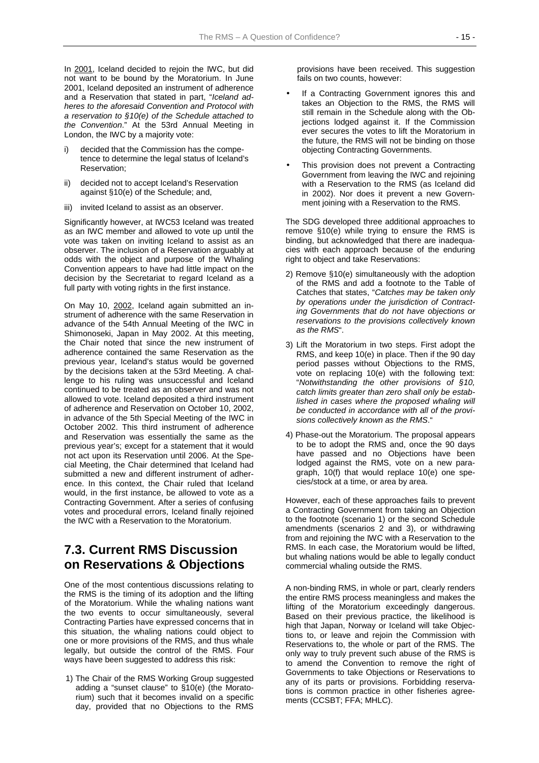In 2001, Iceland decided to rejoin the IWC, but did not want to be bound by the Moratorium. In June 2001, Iceland deposited an instrument of adherence and a Reservation that stated in part, "*Iceland adheres to the aforesaid Convention and Protocol with a reservation to §10(e) of the Schedule attached to the Convention*." At the 53rd Annual Meeting in London, the IWC by a majority vote:

i) decided that the Commission has the competence to determine the legal status of Iceland's Reservation;

ii) decided not to accept Iceland's Reservation against §10(e) of the Schedule; and,

iii) invited Iceland to assist as an observer.

Significantly however, at IWC53 Iceland was treated as an IWC member and allowed to vote up until the vote was taken on inviting Iceland to assist as an observer. The inclusion of a Reservation arguably at odds with the object and purpose of the Whaling Convention appears to have had little impact on the decision by the Secretariat to regard Iceland as a full party with voting rights in the first instance.

On May 10, 2002, Iceland again submitted an instrument of adherence with the same Reservation in advance of the 54th Annual Meeting of the IWC in Shimonoseki, Japan in May 2002. At this meeting, the Chair noted that since the new instrument of adherence contained the same Reservation as the previous year, Iceland's status would be governed by the decisions taken at the 53rd Meeting. A challenge to his ruling was unsuccessful and Iceland continued to be treated as an observer and was not allowed to vote. Iceland deposited a third instrument of adherence and Reservation on October 10, 2002, in advance of the 5th Special Meeting of the IWC in October 2002. This third instrument of adherence and Reservation was essentially the same as the previous year's; except for a statement that it would not act upon its Reservation until 2006. At the Special Meeting, the Chair determined that Iceland had submitted a new and different instrument of adherence. In this context, the Chair ruled that Iceland would, in the first instance, be allowed to vote as a Contracting Government. After a series of confusing votes and procedural errors, Iceland finally rejoined the IWC with a Reservation to the Moratorium.

## 7.3. Current RMS Discussion on Reservations & Objections

One of the most contentious discussions relating to the RMS is the timing of its adoption and the lifting of the Moratorium. While the whaling nations want the two events to occur simultaneously, several Contracting Parties have expressed concerns that in this situation, the whaling nations could object to one or more provisions of the RMS, and thus whale legally, but outside the control of the RMS. Four ways have been suggested to address this risk:

1) The Chair of the RMS Working Group suggested adding a "sunset clause" to §10(e) (the Moratorium) such that it becomes invalid on a specific day, provided that no Objections to the RMS provisions have been received. This suggestion fails on two counts, however:

- If a Contracting Government ignores this and takes an Objection to the RMS, the RMS will still remain in the Schedule along with the Objections lodged against it. If the Commission ever secures the votes to lift the Moratorium in the future, the RMS will not be binding on those objecting Contracting Governments.
- This provision does not prevent a Contracting Government from leaving the IWC and rejoining with a Reservation to the RMS (as Iceland did in 2002). Nor does it prevent a new Government joining with a Reservation to the RMS.

The SDG developed three additional approaches to remove §10(e) while trying to ensure the RMS is binding, but acknowledged that there are inadequacies with each approach because of the enduring right to object and take Reservations:

2) Remove §10(e) simultaneously with the adoption of the RMS and add a footnote to the Table of Catches that states, "*Catches may be taken only by operations under the jurisdiction of Contracting Governments that do not have objections or reservations to the provisions collectively known as the RMS*".

3) Lift the Moratorium in two steps. First adopt the RMS, and keep 10(e) in place. Then if the 90 day period passes without Objections to the RMS, vote on replacing 10(e) with the following text: "*Notwithstanding the other provisions of §10, catch limits greater than zero shall only be established in cases where the proposed whaling will be conducted in accordance with all of the provisions collectively known as the RMS*."

4) Phase-out the Moratorium. The proposal appears to be to adopt the RMS and, once the 90 days have passed and no Objections have been lodged against the RMS, vote on a new paragraph, 10(f) that would replace 10(e) one species/stock at a time, or area by area.

However, each of these approaches fails to prevent a Contracting Government from taking an Objection to the footnote (scenario 1) or the second Schedule amendments (scenarios 2 and 3), or withdrawing from and rejoining the IWC with a Reservation to the RMS. In each case, the Moratorium would be lifted, but whaling nations would be able to legally conduct commercial whaling outside the RMS.

A non-binding RMS, in whole or part, clearly renders the entire RMS process meaningless and makes the lifting of the Moratorium exceedingly dangerous. Based on their previous practice, the likelihood is high that Japan, Norway or Iceland will take Objections to, or leave and rejoin the Commission with Reservations to, the whole or part of the RMS. The only way to truly prevent such abuse of the RMS is to amend the Convention to remove the right of Governments to take Objections or Reservations to any of its parts or provisions. Forbidding reservations is common practice in other fisheries agreements (CCSBT; FFA; MHLC).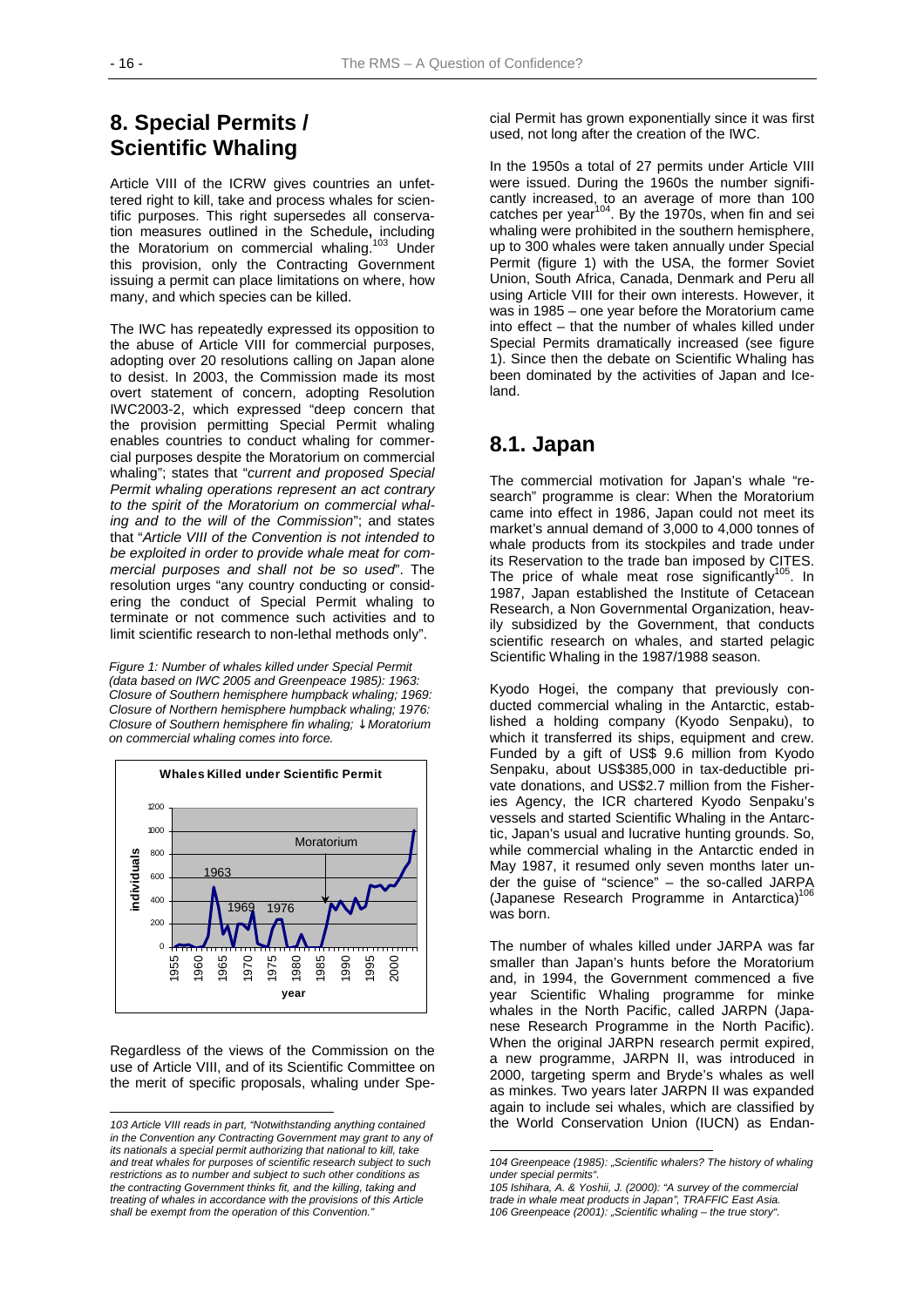## 8. Special Permits / Scientific Whaling

Article VIII of the ICRW gives countries an unfettered right to kill, take and process whales for scientific purposes. This right supersedes all conservation measures outlined in the Schedule**,** including the Moratorium on commercial whaling.[103] Under this provision, only the Contracting Government issuing a permit can place limitations on where, how many, and which species can be killed.

The IWC has repeatedly expressed its opposition to the abuse of Article VIII for commercial purposes, adopting over 20 resolutions calling on Japan alone to desist. In 2003, the Commission made its most overt statement of concern, adopting Resolution IWC2003-2, which expressed "deep concern that the provision permitting Special Permit whaling enables countries to conduct whaling for commercial purposes despite the Moratorium on commercial whaling"; states that "*current and proposed Special Permit whaling operations represent an act contrary to the spirit of the Moratorium on commercial whaling and to the will of the Commission*"; and states that "*Article VIII of the Convention is not intended to be exploited in order to provide whale meat for commercial purposes and shall not be so used*". The resolution urges "any country conducting or considering the conduct of Special Permit whaling to terminate or not commence such activities and to limit scientific research to non-lethal methods only".

*Figure 1: Number of whales killed under Special Permit (data based on IWC 2005 and Greenpeace 1985): 1963: Closure of Southern hemisphere humpback whaling; 1969: Closure of Northern hemisphere humpback whaling; 1976: Closure of Southern hemisphere fin whaling; ↓ Moratorium on commercial whaling comes into force.*

Regardless of the views of the Commission on the use of Article VIII, and of its Scientific Committee on the merit of specific proposals, whaling under Special Permit has grown exponentially since it was first used, not long after the creation of the IWC.

In the 1950s a total of 27 permits under Article VIII were issued. During the 1960s the number significantly increased, to an average of more than 100 catches per year[104]. By the 1970s, when fin and sei whaling were prohibited in the southern hemisphere, up to 300 whales were taken annually under Special Permit (figure 1) with the USA, the former Soviet Union, South Africa, Canada, Denmark and Peru all using Article VIII for their own interests. However, it was in 1985 – one year before the Moratorium came into effect – that the number of whales killed under Special Permits dramatically increased (see figure 1). Since then the debate on Scientific Whaling has been dominated by the activities of Japan and Iceland.

## 8.1. Japan

The commercial motivation for Japan's whale "research" programme is clear: When the Moratorium came into effect in 1986, Japan could not meet its market's annual demand of 3,000 to 4,000 tonnes of whale products from its stockpiles and trade under its Reservation to the trade ban imposed by CITES. The price of whale meat rose significantly[105]. In 1987, Japan established the Institute of Cetacean Research, a Non Governmental Organization, heavily subsidized by the Government, that conducts scientific research on whales, and started pelagic Scientific Whaling in the 1987/1988 season.

Kyodo Hogei, the company that previously conducted commercial whaling in the Antarctic, established a holding company (Kyodo Senpaku), to which it transferred its ships, equipment and crew. Funded by a gift of US$ 9.6 million from Kyodo Senpaku, about US$385,000 in tax-deductible private donations, and US$2.7 million from the Fisheries Agency, the ICR chartered Kyodo Senpaku's vessels and started Scientific Whaling in the Antarctic, Japan's usual and lucrative hunting grounds. So, while commercial whaling in the Antarctic ended in May 1987, it resumed only seven months later under the guise of "science" – the so-called JARPA (Japanese Research Programme in Antarctica)[106] was born.

The number of whales killed under JARPA was far smaller than Japan's hunts before the Moratorium and, in 1994, the Government commenced a five year Scientific Whaling programme for minke whales in the North Pacific, called JARPN (Japanese Research Programme in the North Pacific). When the original JARPN research permit expired, a new programme, JARPN II, was introduced in 2000, targeting sperm and Bryde's whales as well as minkes. Two years later JARPN II was expanded again to include sei whales, which are classified by the World Conservation Union (IUCN) as Endan-

---

103 Article VIII reads in part, "Notwithstanding anything contained in the Convention any Contracting Government may grant to any of its nationals a special permit authorizing that national to kill, take and treat whales for purposes of scientific research subject to such restrictions as to number and subject to such other conditions as the contracting Government thinks fit, and the killing, taking and treating of whales in accordance with the provisions of this Article shall be exempt from the operation of this Convention."

104 Greenpeace (1985): „Scientific whalers? The history of whaling under special permits".

105 Ishihara, A. & Yoshii, J. (2000): "A survey of the commercial trade in whale meat products in Japan", TRAFFIC East Asia.

106 Greenpeace (2001): „Scientific whaling – the true story".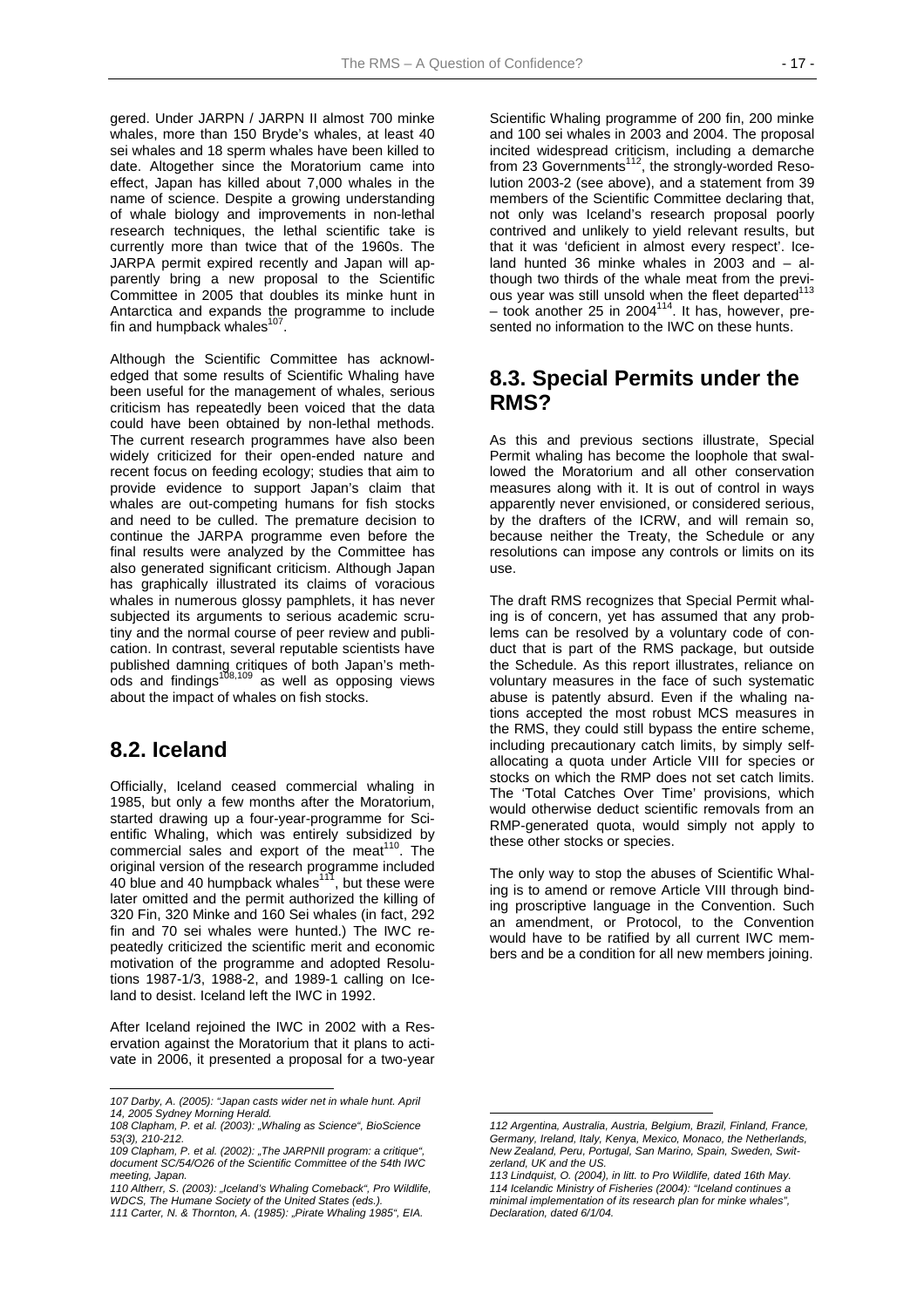gered. Under JARPN / JARPN II almost 700 minke whales, more than 150 Bryde's whales, at least 40 sei whales and 18 sperm whales have been killed to date. Altogether since the Moratorium came into effect, Japan has killed about 7,000 whales in the name of science. Despite a growing understanding of whale biology and improvements in non-lethal research techniques, the lethal scientific take is currently more than twice that of the 1960s. The JARPA permit expired recently and Japan will apparently bring a new proposal to the Scientific Committee in 2005 that doubles its minke hunt in Antarctica and expands the programme to include fin and humpback whales[107].

Although the Scientific Committee has acknowledged that some results of Scientific Whaling have been useful for the management of whales, serious criticism has repeatedly been voiced that the data could have been obtained by non-lethal methods. The current research programmes have also been widely criticized for their open-ended nature and recent focus on feeding ecology; studies that aim to provide evidence to support Japan's claim that whales are out-competing humans for fish stocks and need to be culled. The premature decision to continue the JARPA programme even before the final results were analyzed by the Committee has also generated significant criticism. Although Japan has graphically illustrated its claims of voracious whales in numerous glossy pamphlets, it has never subjected its arguments to serious academic scrutiny and the normal course of peer review and publication. In contrast, several reputable scientists have published damning critiques of both Japan's methods and findings[108,109] as well as opposing views about the impact of whales on fish stocks.

## 8.2. Iceland

Officially, Iceland ceased commercial whaling in 1985, but only a few months after the Moratorium, started drawing up a four-year-programme for Scientific Whaling, which was entirely subsidized by commercial sales and export of the meat[110]. The original version of the research programme included 40 blue and 40 humpback whales[111], but these were later omitted and the permit authorized the killing of 320 Fin, 320 Minke and 160 Sei whales (in fact, 292 fin and 70 sei whales were hunted.) The IWC repeatedly criticized the scientific merit and economic motivation of the programme and adopted Resolutions 1987-1/3, 1988-2, and 1989-1 calling on Iceland to desist. Iceland left the IWC in 1992.

After Iceland rejoined the IWC in 2002 with a Reservation against the Moratorium that it plans to activate in 2006, it presented a proposal for a two-year Scientific Whaling programme of 200 fin, 200 minke and 100 sei whales in 2003 and 2004. The proposal incited widespread criticism, including a demarche from 23 Governments[112], the strongly-worded Resolution 2003-2 (see above), and a statement from 39 members of the Scientific Committee declaring that, not only was Iceland's research proposal poorly contrived and unlikely to yield relevant results, but that it was 'deficient in almost every respect'. Iceland hunted 36 minke whales in 2003 and – although two thirds of the whale meat from the previous year was still unsold when the fleet departed[113] – took another 25 in 2004[114]. It has, however, presented no information to the IWC on these hunts.

## 8.3. Special Permits under the RMS?

As this and previous sections illustrate, Special Permit whaling has become the loophole that swallowed the Moratorium and all other conservation measures along with it. It is out of control in ways apparently never envisioned, or considered serious, by the drafters of the ICRW, and will remain so, because neither the Treaty, the Schedule or any resolutions can impose any controls or limits on its use.

The draft RMS recognizes that Special Permit whaling is of concern, yet has assumed that any problems can be resolved by a voluntary code of conduct that is part of the RMS package, but outside the Schedule. As this report illustrates, reliance on voluntary measures in the face of such systematic abuse is patently absurd. Even if the whaling nations accepted the most robust MCS measures in the RMS, they could still bypass the entire scheme, including precautionary catch limits, by simply self-allocating a quota under Article VIII for species or stocks on which the RMP does not set catch limits. The 'Total Catches Over Time' provisions, which would otherwise deduct scientific removals from an RMP-generated quota, would simply not apply to these other stocks or species.

The only way to stop the abuses of Scientific Whaling is to amend or remove Article VIII through binding proscriptive language in the Convention. Such an amendment, or Protocol, to the Convention would have to be ratified by all current IWC members and be a condition for all new members joining.

---

*107 Darby, A. (2005): "Japan casts wider net in whale hunt. April 14, 2005 Sydney Morning Herald.*

*108 Clapham, P. et al. (2003): „Whaling as Science", BioScience 53(3), 210-212.*

*109 Clapham, P. et al. (2002): „The JARPNII program: a critique", document SC/54/O26 of the Scientific Committee of the 54th IWC meeting, Japan.*

*110 Altherr, S. (2003): „Iceland's Whaling Comeback", Pro Wildlife, WDCS, The Humane Society of the United States (eds.).*

*111 Carter, N. & Thornton, A. (1985): „Pirate Whaling 1985", EIA.*

*112 Argentina, Australia, Austria, Belgium, Brazil, Finland, France, Germany, Ireland, Italy, Kenya, Mexico, Monaco, the Netherlands, New Zealand, Peru, Portugal, San Marino, Spain, Sweden, Switzerland, UK and the US.*

*113 Lindquist, O. (2004), in litt. to Pro Wildlife, dated 16th May.*

*114 Icelandic Ministry of Fisheries (2004): "Iceland continues a minimal implementation of its research plan for minke whales", Declaration, dated 6/1/04.*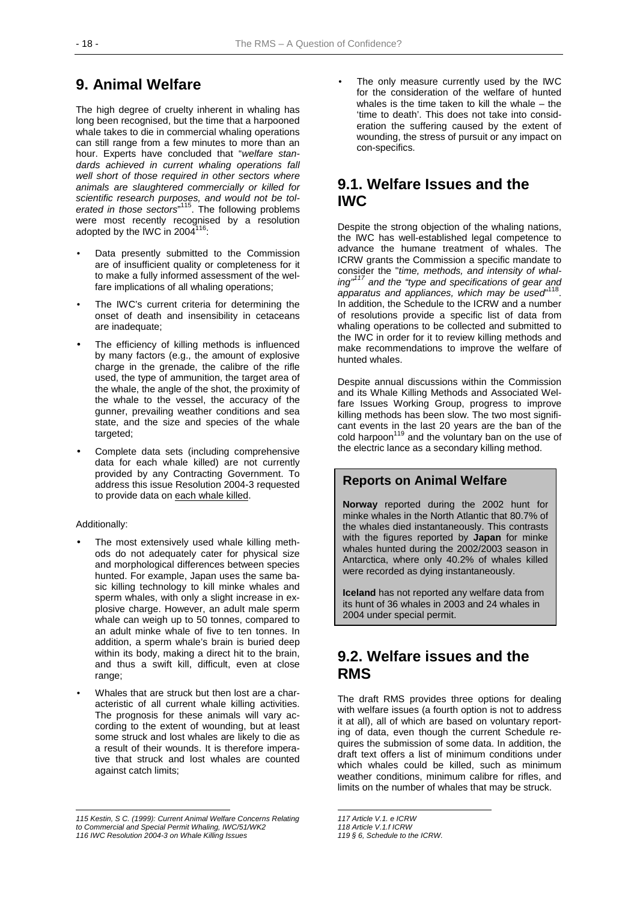## 9. Animal Welfare

The high degree of cruelty inherent in whaling has long been recognised, but the time that a harpooned whale takes to die in commercial whaling operations can still range from a few minutes to more than an hour. Experts have concluded that "*welfare standards achieved in current whaling operations fall well short of those required in other sectors where animals are slaughtered commercially or killed for scientific research purposes, and would not be tolerated in those sectors*"[115]. The following problems were most recently recognised by a resolution adopted by the IWC in 2004[116]:

- Data presently submitted to the Commission are of insufficient quality or completeness for it to make a fully informed assessment of the welfare implications of all whaling operations;
- The IWC's current criteria for determining the onset of death and insensibility in cetaceans are inadequate;
- The efficiency of killing methods is influenced by many factors (e.g., the amount of explosive charge in the grenade, the calibre of the rifle used, the type of ammunition, the target area of the whale, the angle of the shot, the proximity of the whale to the vessel, the accuracy of the gunner, prevailing weather conditions and sea state, and the size and species of the whale targeted;
- Complete data sets (including comprehensive data for each whale killed) are not currently provided by any Contracting Government. To address this issue Resolution 2004-3 requested to provide data on <u>each whale killed</u>.

Additionally:

- The most extensively used whale killing methods do not adequately cater for physical size and morphological differences between species hunted. For example, Japan uses the same basic killing technology to kill minke whales and sperm whales, with only a slight increase in explosive charge. However, an adult male sperm whale can weigh up to 50 tonnes, compared to an adult minke whale of five to ten tonnes. In addition, a sperm whale's brain is buried deep within its body, making a direct hit to the brain, and thus a swift kill, difficult, even at close range;
- Whales that are struck but then lost are a characteristic of all current whale killing activities. The prognosis for these animals will vary according to the extent of wounding, but at least some struck and lost whales are likely to die as a result of their wounds. It is therefore imperative that struck and lost whales are counted against catch limits;
- The only measure currently used by the IWC for the consideration of the welfare of hunted whales is the time taken to kill the whale – the 'time to death'. This does not take into consideration the suffering caused by the extent of wounding, the stress of pursuit or any impact on con-specifics.

## 9.1. Welfare Issues and the IWC

Despite the strong objection of the whaling nations, the IWC has well-established legal competence to advance the humane treatment of whales. The ICRW grants the Commission a specific mandate to consider the "*time, methods, and intensity of whaling*"[117] and the "*type and specifications of gear and apparatus and appliances, which may be used*"[118]. In addition, the Schedule to the ICRW and a number of resolutions provide a specific list of data from whaling operations to be collected and submitted to the IWC in order for it to review killing methods and make recommendations to improve the welfare of hunted whales.

Despite annual discussions within the Commission and its Whale Killing Methods and Associated Welfare Issues Working Group, progress to improve killing methods has been slow. The two most significant events in the last 20 years are the ban of the cold harpoon[119] and the voluntary ban on the use of the electric lance as a secondary killing method.

### Reports on Animal Welfare

**Norway** reported during the 2002 hunt for minke whales in the North Atlantic that 80.7% of the whales died instantaneously. This contrasts with the figures reported by **Japan** for minke whales hunted during the 2002/2003 season in Antarctica, where only 40.2% of whales killed were recorded as dying instantaneously.

**Iceland** has not reported any welfare data from its hunt of 36 whales in 2003 and 24 whales in 2004 under special permit.

## 9.2. Welfare issues and the RMS

The draft RMS provides three options for dealing with welfare issues (a fourth option is not to address it at all), all of which are based on voluntary reporting of data, even though the current Schedule requires the submission of some data. In addition, the draft text offers a list of minimum conditions under which whales could be killed, such as minimum weather conditions, minimum calibre for rifles, and limits on the number of whales that may be struck.

---

*115 Kestin, S C. (1999): Current Animal Welfare Concerns Relating to Commercial and Special Permit Whaling, IWC/51/WK2*
*116 IWC Resolution 2004-3 on Whale Killing Issues*
*117 Article V.1. e ICRW*
*118 Article V.1.f ICRW*
*119 § 6, Schedule to the ICRW.*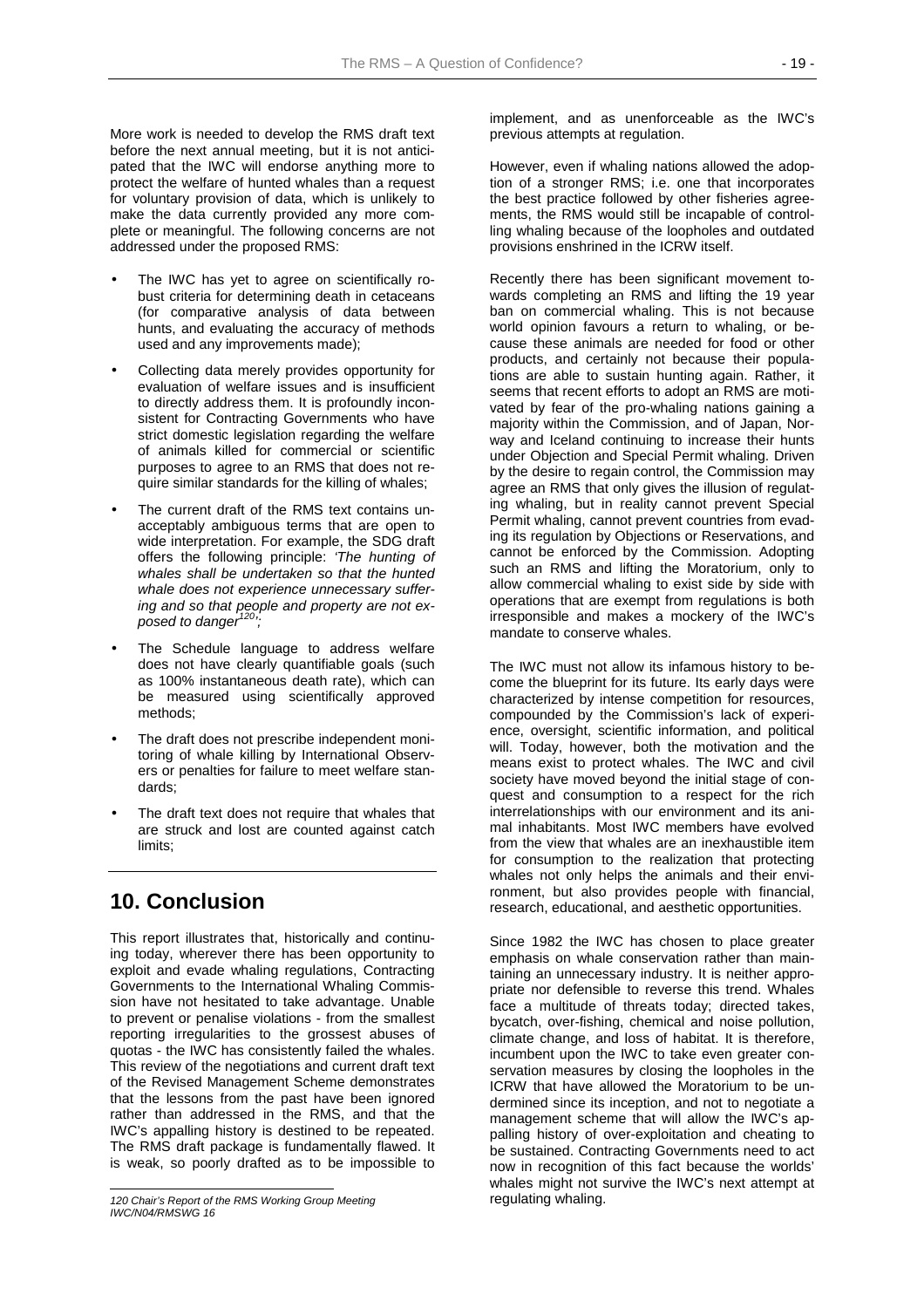More work is needed to develop the RMS draft text before the next annual meeting, but it is not anticipated that the IWC will endorse anything more to protect the welfare of hunted whales than a request for voluntary provision of data, which is unlikely to make the data currently provided any more complete or meaningful. The following concerns are not addressed under the proposed RMS:

- The IWC has yet to agree on scientifically robust criteria for determining death in cetaceans (for comparative analysis of data between hunts, and evaluating the accuracy of methods used and any improvements made);
- Collecting data merely provides opportunity for evaluation of welfare issues and is insufficient to directly address them. It is profoundly inconsistent for Contracting Governments who have strict domestic legislation regarding the welfare of animals killed for commercial or scientific purposes to agree to an RMS that does not require similar standards for the killing of whales;
- The current draft of the RMS text contains unacceptably ambiguous terms that are open to wide interpretation. For example, the SDG draft offers the following principle: *'The hunting of whales shall be undertaken so that the hunted whale does not experience unnecessary suffering and so that people and property are not exposed to danger[120]';*
- The Schedule language to address welfare does not have clearly quantifiable goals (such as 100% instantaneous death rate), which can be measured using scientifically approved methods;
- The draft does not prescribe independent monitoring of whale killing by International Observers or penalties for failure to meet welfare standards;
- The draft text does not require that whales that are struck and lost are counted against catch limits;

## 10. Conclusion

This report illustrates that, historically and continuing today, wherever there has been opportunity to exploit and evade whaling regulations, Contracting Governments to the International Whaling Commission have not hesitated to take advantage. Unable to prevent or penalise violations - from the smallest reporting irregularities to the grossest abuses of quotas - the IWC has consistently failed the whales. This review of the negotiations and current draft text of the Revised Management Scheme demonstrates that the lessons from the past have been ignored rather than addressed in the RMS, and that the IWC's appalling history is destined to be repeated. The RMS draft package is fundamentally flawed. It is weak, so poorly drafted as to be impossible to implement, and as unenforceable as the IWC's previous attempts at regulation.

However, even if whaling nations allowed the adoption of a stronger RMS; i.e. one that incorporates the best practice followed by other fisheries agreements, the RMS would still be incapable of controlling whaling because of the loopholes and outdated provisions enshrined in the ICRW itself.

Recently there has been significant movement towards completing an RMS and lifting the 19 year ban on commercial whaling. This is not because world opinion favours a return to whaling, or because these animals are needed for food or other products, and certainly not because their populations are able to sustain hunting again. Rather, it seems that recent efforts to adopt an RMS are motivated by fear of the pro-whaling nations gaining a majority within the Commission, and of Japan, Norway and Iceland continuing to increase their hunts under Objection and Special Permit whaling. Driven by the desire to regain control, the Commission may agree an RMS that only gives the illusion of regulating whaling, but in reality cannot prevent Special Permit whaling, cannot prevent countries from evading its regulation by Objections or Reservations, and cannot be enforced by the Commission. Adopting such an RMS and lifting the Moratorium, only to allow commercial whaling to exist side by side with operations that are exempt from regulations is both irresponsible and makes a mockery of the IWC's mandate to conserve whales.

The IWC must not allow its infamous history to become the blueprint for its future. Its early days were characterized by intense competition for resources, compounded by the Commission's lack of experience, oversight, scientific information, and political will. Today, however, both the motivation and the means exist to protect whales. The IWC and civil society have moved beyond the initial stage of conquest and consumption to a respect for the rich interrelationships with our environment and its animal inhabitants. Most IWC members have evolved from the view that whales are an inexhaustible item for consumption to the realization that protecting whales not only helps the animals and their environment, but also provides people with financial, research, educational, and aesthetic opportunities.

Since 1982 the IWC has chosen to place greater emphasis on whale conservation rather than maintaining an unnecessary industry. It is neither appropriate nor defensible to reverse this trend. Whales face a multitude of threats today; directed takes, bycatch, over-fishing, chemical and noise pollution, climate change, and loss of habitat. It is therefore, incumbent upon the IWC to take even greater conservation measures by closing the loopholes in the ICRW that have allowed the Moratorium to be undermined since its inception, and not to negotiate a management scheme that will allow the IWC's appalling history of over-exploitation and cheating to be sustained. Contracting Governments need to act now in recognition of this fact because the worlds' whales might not survive the IWC's next attempt at regulating whaling.

---

*120 Chair's Report of the RMS Working Group Meeting IWC/N04/RMSWG 16*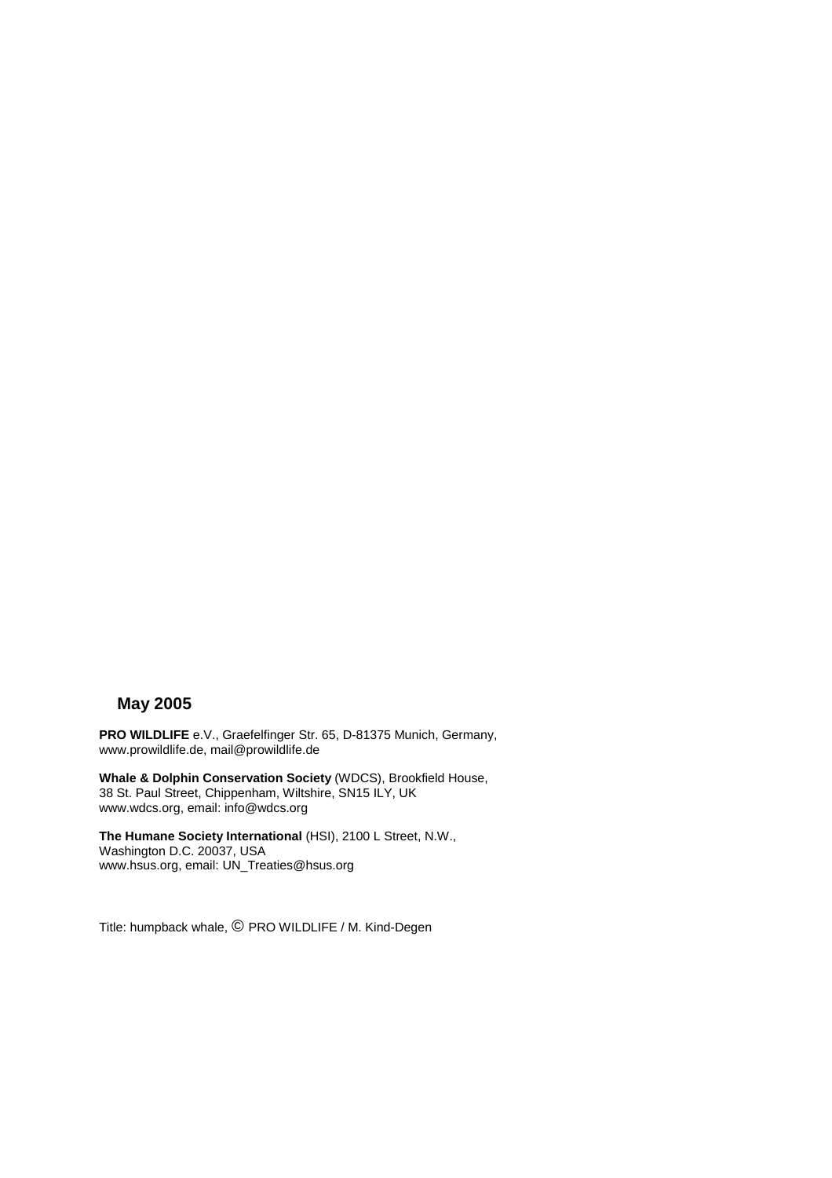**May 2005**

**PRO WILDLIFE** e.V., Graefelfinger Str. 65, D-81375 Munich, Germany,
www.prowildlife.de, mail@prowildlife.de

**Whale & Dolphin Conservation Society** (WDCS), Brookfield House,
38 St. Paul Street, Chippenham, Wiltshire, SN15 ILY, UK
www.wdcs.org, email: info@wdcs.org

**The Humane Society International** (HSI), 2100 L Street, N.W.,
Washington D.C. 20037, USA
www.hsus.org, email: UN_Treaties@hsus.org

Title: humpback whale, © PRO WILDLIFE / M. Kind-Degen